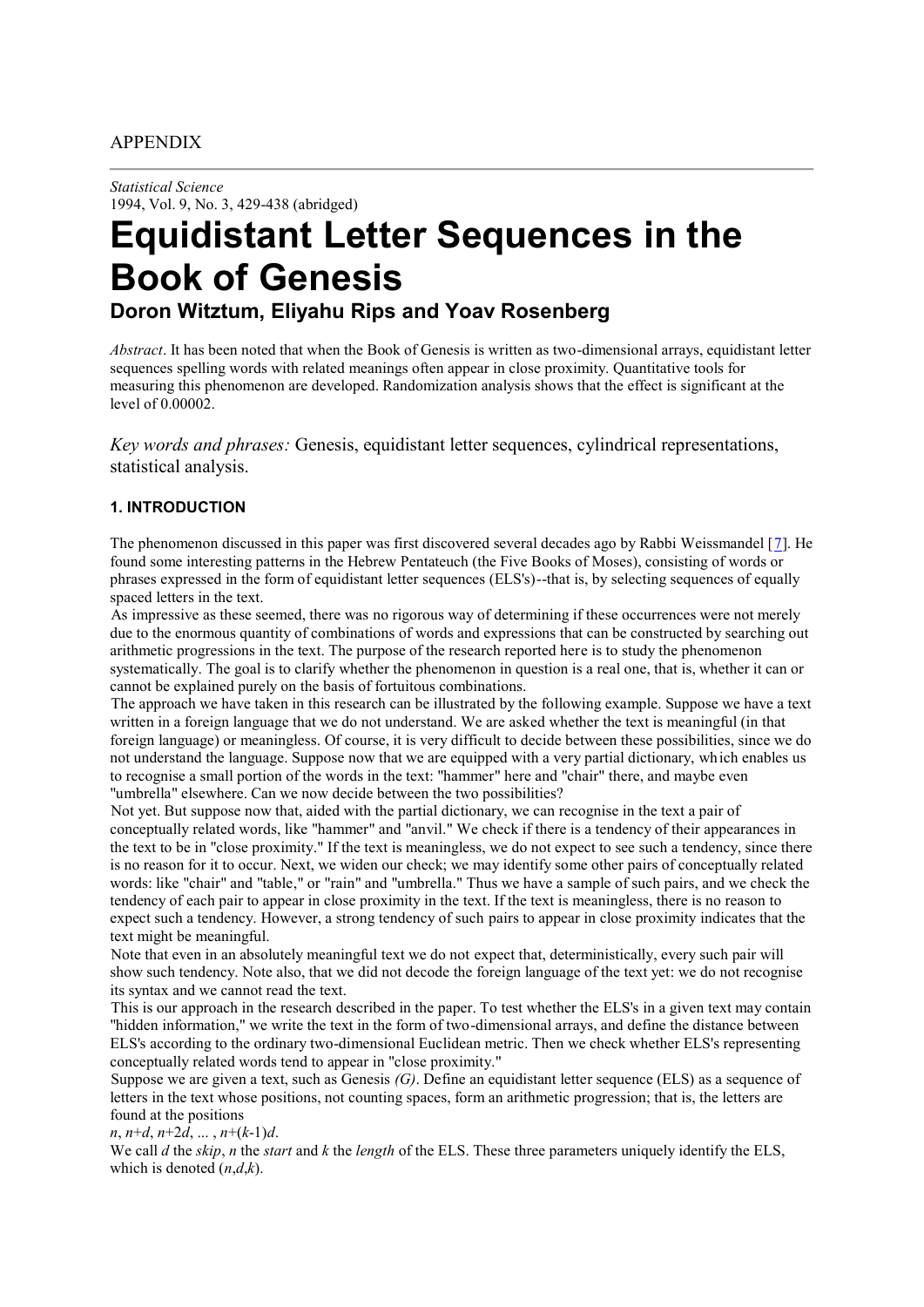APPENDIX

---

*Statistical Science*
1994, Vol. 9, No. 3, 429-438 (abridged)

# Equidistant Letter Sequences in the Book of Genesis

### Doron Witztum, Eliyahu Rips and Yoav Rosenberg

*Abstract*. It has been noted that when the Book of Genesis is written as two-dimensional arrays, equidistant letter sequences spelling words with related meanings often appear in close proximity. Quantitative tools for measuring this phenomenon are developed. Randomization analysis shows that the effect is significant at the level of 0.00002.

*Key words and phrases:* Genesis, equidistant letter sequences, cylindrical representations, statistical analysis.

#### 1. INTRODUCTION

The phenomenon discussed in this paper was first discovered several decades ago by Rabbi Weissmandel [7]. He found some interesting patterns in the Hebrew Pentateuch (the Five Books of Moses), consisting of words or phrases expressed in the form of equidistant letter sequences (ELS's)--that is, by selecting sequences of equally spaced letters in the text.

As impressive as these seemed, there was no rigorous way of determining if these occurrences were not merely due to the enormous quantity of combinations of words and expressions that can be constructed by searching out arithmetic progressions in the text. The purpose of the research reported here is to study the phenomenon systematically. The goal is to clarify whether the phenomenon in question is a real one, that is, whether it can or cannot be explained purely on the basis of fortuitous combinations.

The approach we have taken in this research can be illustrated by the following example. Suppose we have a text written in a foreign language that we do not understand. We are asked whether the text is meaningful (in that foreign language) or meaningless. Of course, it is very difficult to decide between these possibilities, since we do not understand the language. Suppose now that we are equipped with a very partial dictionary, which enables us to recognise a small portion of the words in the text: "hammer" here and "chair" there, and maybe even "umbrella" elsewhere. Can we now decide between the two possibilities?

Not yet. But suppose now that, aided with the partial dictionary, we can recognise in the text a pair of conceptually related words, like "hammer" and "anvil." We check if there is a tendency of their appearances in the text to be in "close proximity." If the text is meaningless, we do not expect to see such a tendency, since there is no reason for it to occur. Next, we widen our check; we may identify some other pairs of conceptually related words: like "chair" and "table," or "rain" and "umbrella." Thus we have a sample of such pairs, and we check the tendency of each pair to appear in close proximity in the text. If the text is meaningless, there is no reason to expect such a tendency. However, a strong tendency of such pairs to appear in close proximity indicates that the text might be meaningful.

Note that even in an absolutely meaningful text we do not expect that, deterministically, every such pair will show such tendency. Note also, that we did not decode the foreign language of the text yet: we do not recognise its syntax and we cannot read the text.

This is our approach in the research described in the paper. To test whether the ELS's in a given text may contain "hidden information," we write the text in the form of two-dimensional arrays, and define the distance between ELS's according to the ordinary two-dimensional Euclidean metric. Then we check whether ELS's representing conceptually related words tend to appear in "close proximity."

Suppose we are given a text, such as Genesis *(G)*. Define an equidistant letter sequence (ELS) as a sequence of letters in the text whose positions, not counting spaces, form an arithmetic progression; that is, the letters are found at the positions

$n, n+d, n+2d, \ldots, n+(k-1)d$.

We call $d$ the *skip*, $n$ the *start* and $k$ the *length* of the ELS. These three parameters uniquely identify the ELS, which is denoted $(n,d,k)$.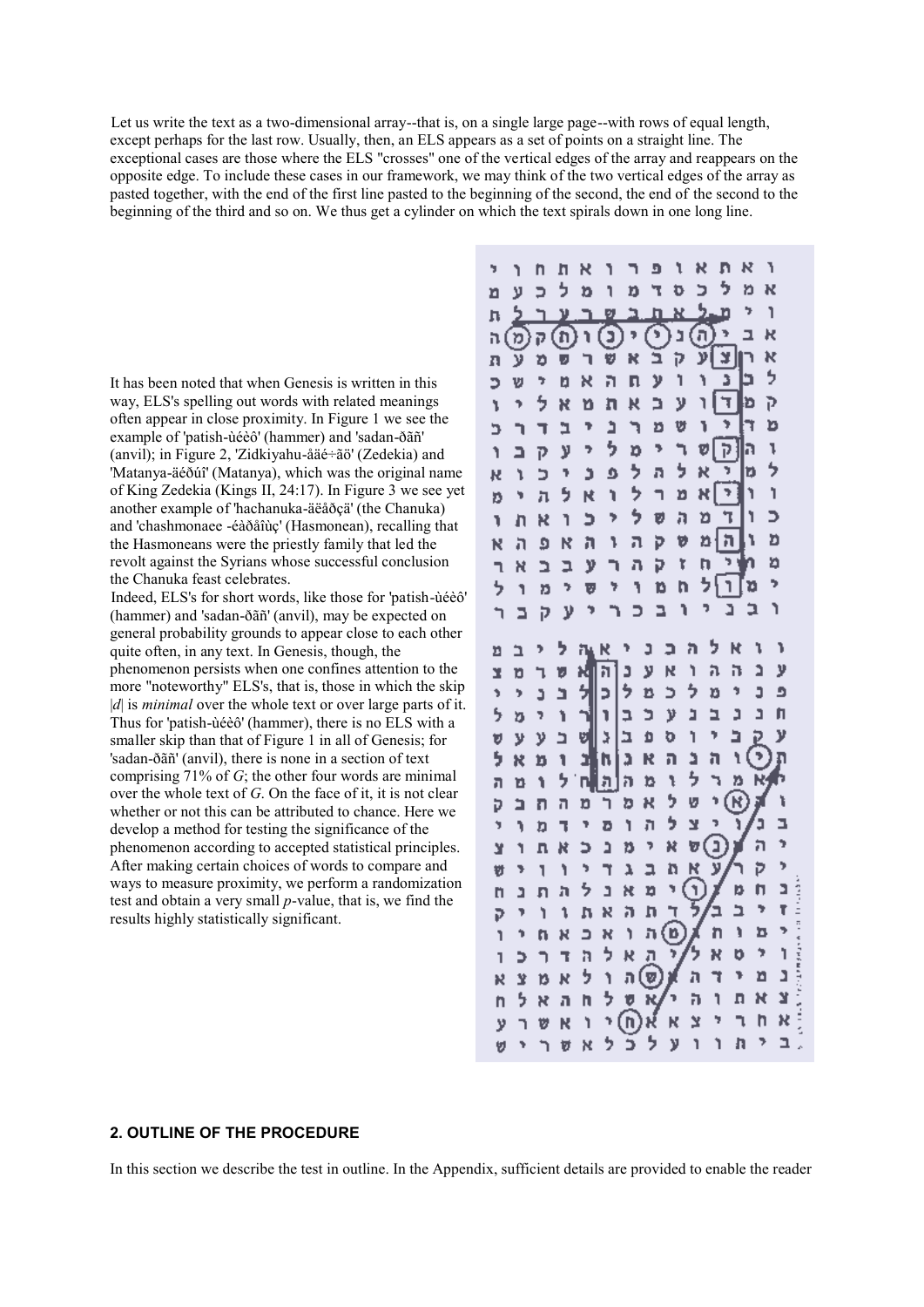Let us write the text as a two-dimensional array--that is, on a single large page--with rows of equal length, except perhaps for the last row. Usually, then, an ELS appears as a set of points on a straight line. The exceptional cases are those where the ELS "crosses" one of the vertical edges of the array and reappears on the opposite edge. To include these cases in our framework, we may think of the two vertical edges of the array as pasted together, with the end of the first line pasted to the beginning of the second, the end of the second to the beginning of the third and so on. We thus get a cylinder on which the text spirals down in one long line.

It has been noted that when Genesis is written in this way, ELS's spelling out words with related meanings often appear in close proximity. In Figure 1 we see the example of 'patish-ùéèô' (hammer) and 'sadan-ðãñ' (anvil); in Figure 2, 'Zidkiyahu-åäé÷ãö' (Zedekia) and 'Matanya-äéðúî' (Matanya), which was the original name of King Zedekia (Kings II, 24:17). In Figure 3 we see yet another example of 'hachanuka-äëåðçä' (the Chanuka) and 'chashmonaee -éàðåîùç' (Hasmonean), recalling that the Hasmoneans were the priestly family that led the revolt against the Syrians whose successful conclusion the Chanuka feast celebrates.

Indeed, ELS's for short words, like those for 'patish-ùéèô' (hammer) and 'sadan-ðãñ' (anvil), may be expected on general probability grounds to appear close to each other quite often, in any text. In Genesis, though, the phenomenon persists when one confines attention to the more "noteworthy" ELS's, that is, those in which the skip $|d|$ is *minimal* over the whole text or over large parts of it. Thus for 'patish-ùéèô' (hammer), there is no ELS with a smaller skip than that of Figure 1 in all of Genesis; for 'sadan-ðãñ' (anvil), there is none in a section of text comprising 71% of $G$; the other four words are minimal over the whole text of $G$. On the face of it, it is not clear whether or not this can be attributed to chance. Here we develop a method for testing the significance of the phenomenon according to accepted statistical principles. After making certain choices of words to compare and ways to measure proximity, we perform a randomization test and obtain a very small $p$-value, that is, we find the results highly statistically significant.

## 2. OUTLINE OF THE PROCEDURE

In this section we describe the test in outline. In the Appendix, sufficient details are provided to enable the reader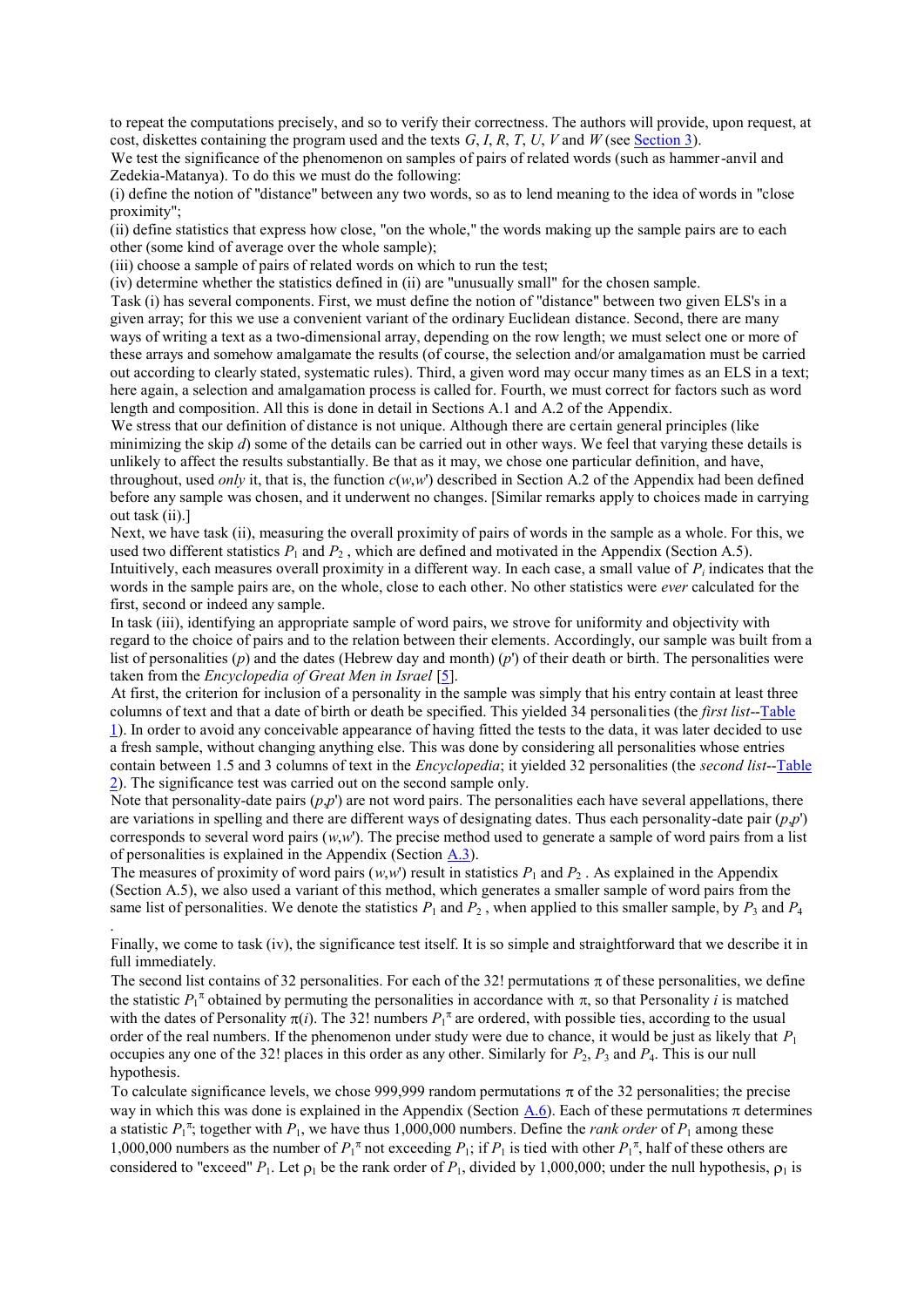to repeat the computations precisely, and so to verify their correctness. The authors will provide, upon request, at cost, diskettes containing the program used and the texts $G$, $I$, $R$, $T$, $U$, $V$ and $W$ (see Section 3).

We test the significance of the phenomenon on samples of pairs of related words (such as hammer-anvil and Zedekia-Matanya). To do this we must do the following:

(i) define the notion of "distance" between any two words, so as to lend meaning to the idea of words in "close proximity";

(ii) define statistics that express how close, "on the whole," the words making up the sample pairs are to each other (some kind of average over the whole sample);

(iii) choose a sample of pairs of related words on which to run the test;

(iv) determine whether the statistics defined in (ii) are "unusually small" for the chosen sample.

Task (i) has several components. First, we must define the notion of "distance" between two given ELS's in a given array; for this we use a convenient variant of the ordinary Euclidean distance. Second, there are many ways of writing a text as a two-dimensional array, depending on the row length; we must select one or more of these arrays and somehow amalgamate the results (of course, the selection and/or amalgamation must be carried out according to clearly stated, systematic rules). Third, a given word may occur many times as an ELS in a text; here again, a selection and amalgamation process is called for. Fourth, we must correct for factors such as word length and composition. All this is done in detail in Sections A.1 and A.2 of the Appendix.

We stress that our definition of distance is not unique. Although there are certain general principles (like minimizing the skip $d$) some of the details can be carried out in other ways. We feel that varying these details is unlikely to affect the results substantially. Be that as it may, we chose one particular definition, and have, throughout, used *only* it, that is, the function $c(w,w')$ described in Section A.2 of the Appendix had been defined before any sample was chosen, and it underwent no changes. [Similar remarks apply to choices made in carrying out task (ii).]

Next, we have task (ii), measuring the overall proximity of pairs of words in the sample as a whole. For this, we used two different statistics $P_1$ and $P_2$ , which are defined and motivated in the Appendix (Section A.5). Intuitively, each measures overall proximity in a different way. In each case, a small value of $P_i$ indicates that the words in the sample pairs are, on the whole, close to each other. No other statistics were *ever* calculated for the first, second or indeed any sample.

In task (iii), identifying an appropriate sample of word pairs, we strove for uniformity and objectivity with regard to the choice of pairs and to the relation between their elements. Accordingly, our sample was built from a list of personalities ($p$) and the dates (Hebrew day and month) ($p'$) of their death or birth. The personalities were taken from the *Encyclopedia of Great Men in Israel* [5].

At first, the criterion for inclusion of a personality in the sample was simply that his entry contain at least three columns of text and that a date of birth or death be specified. This yielded 34 personalities (the *first list*--Table 1). In order to avoid any conceivable appearance of having fitted the tests to the data, it was later decided to use a fresh sample, without changing anything else. This was done by considering all personalities whose entries contain between 1.5 and 3 columns of text in the *Encyclopedia*; it yielded 32 personalities (the *second list*--Table 2). The significance test was carried out on the second sample only.

Note that personality-date pairs ($p$,$p'$) are not word pairs. The personalities each have several appellations, there are variations in spelling and there are different ways of designating dates. Thus each personality-date pair ($p$,$p'$) corresponds to several word pairs ($w$,$w'$). The precise method used to generate a sample of word pairs from a list of personalities is explained in the Appendix (Section A.3).

The measures of proximity of word pairs ($w$,$w'$) result in statistics $P_1$ and $P_2$ . As explained in the Appendix (Section A.5), we also used a variant of this method, which generates a smaller sample of word pairs from the same list of personalities. We denote the statistics $P_1$ and $P_2$ , when applied to this smaller sample, by $P_3$ and $P_4$ .

Finally, we come to task (iv), the significance test itself. It is so simple and straightforward that we describe it in full immediately.

The second list contains of 32 personalities. For each of the 32! permutations $\pi$ of these personalities, we define the statistic $P_1^{\pi}$ obtained by permuting the personalities in accordance with $\pi$, so that Personality $i$ is matched with the dates of Personality $\pi(i)$. The 32! numbers $P_1^{\pi}$ are ordered, with possible ties, according to the usual order of the real numbers. If the phenomenon under study were due to chance, it would be just as likely that $P_1$ occupies any one of the 32! places in this order as any other. Similarly for $P_2$, $P_3$ and $P_4$. This is our null hypothesis.

To calculate significance levels, we chose 999,999 random permutations $\pi$ of the 32 personalities; the precise way in which this was done is explained in the Appendix (Section A.6). Each of these permutations $\pi$ determines a statistic $P_1^{\pi}$; together with $P_1$, we have thus 1,000,000 numbers. Define the *rank order* of $P_1$ among these 1,000,000 numbers as the number of $P_1^{\pi}$ not exceeding $P_1$; if $P_1$ is tied with other $P_1^{\pi}$, half of these others are considered to "exceed" $P_1$. Let $\rho_1$ be the rank order of $P_1$, divided by 1,000,000; under the null hypothesis, $\rho_1$ is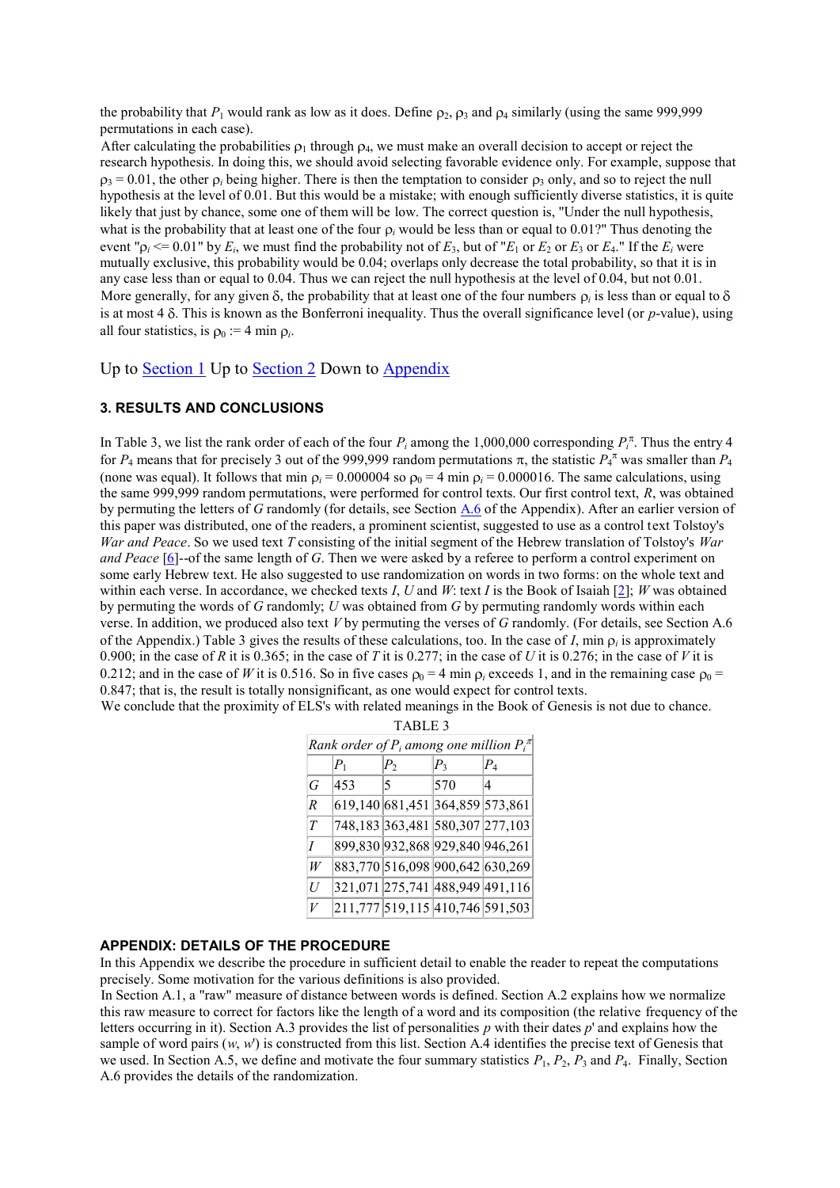the probability that $P_1$ would rank as low as it does. Define $\rho_2$, $\rho_3$ and $\rho_4$ similarly (using the same 999,999 permutations in each case).

After calculating the probabilities $\rho_1$ through $\rho_4$, we must make an overall decision to accept or reject the research hypothesis. In doing this, we should avoid selecting favorable evidence only. For example, suppose that $\rho_3 = 0.01$, the other $\rho_i$ being higher. There is then the temptation to consider $\rho_3$ only, and so to reject the null hypothesis at the level of 0.01. But this would be a mistake; with enough sufficiently diverse statistics, it is quite likely that just by chance, some one of them will be low. The correct question is, "Under the null hypothesis, what is the probability that at least one of the four $\rho_i$ would be less than or equal to 0.01?" Thus denoting the event "$\rho_i \le 0.01$" by $E_i$, we must find the probability not of $E_3$, but of "$E_1$ or $E_2$ or $E_3$ or $E_4$." If the $E_i$ were mutually exclusive, this probability would be 0.04; overlaps only decrease the total probability, so that it is in any case less than or equal to 0.04. Thus we can reject the null hypothesis at the level of 0.04, but not 0.01.

More generally, for any given $\delta$, the probability that at least one of the four numbers $\rho_i$ is less than or equal to $\delta$ is at most 4 $\delta$. This is known as the Bonferroni inequality. Thus the overall significance level (or *p*-value), using all four statistics, is $\rho_0 := 4 \min \rho_i$.

Up to Section 1 Up to Section 2 Down to Appendix

### 3. RESULTS AND CONCLUSIONS

In Table 3, we list the rank order of each of the four $P_i$ among the 1,000,000 corresponding $P_i^{\pi}$. Thus the entry 4 for $P_4$ means that for precisely 3 out of the 999,999 random permutations $\pi$, the statistic $P_4^{\pi}$ was smaller than $P_4$ (none was equal). It follows that $\min \rho_i = 0.000004$ so $\rho_0 = 4 \min \rho_i = 0.000016$. The same calculations, using the same 999,999 random permutations, were performed for control texts. Our first control text, *R*, was obtained by permuting the letters of *G* randomly (for details, see Section A.6 of the Appendix). After an earlier version of this paper was distributed, one of the readers, a prominent scientist, suggested to use as a control text Tolstoy's *War and Peace*. So we used text *T* consisting of the initial segment of the Hebrew translation of Tolstoy's *War and Peace* [6]--of the same length of *G*. Then we were asked by a referee to perform a control experiment on some early Hebrew text. He also suggested to use randomization on words in two forms: on the whole text and within each verse. In accordance, we checked texts *I*, *U* and *W*: text *I* is the Book of Isaiah [2]; *W* was obtained by permuting the words of *G* randomly; *U* was obtained from *G* by permuting randomly words within each verse. In addition, we produced also text *V* by permuting the verses of *G* randomly. (For details, see Section A.6 of the Appendix.) Table 3 gives the results of these calculations, too. In the case of *I*, $\min \rho_i$ is approximately 0.900; in the case of *R* it is 0.365; in the case of *T* it is 0.277; in the case of *U* it is 0.276; in the case of *V* it is 0.212; and in the case of *W* it is 0.516. So in five cases $\rho_0 = 4 \min \rho_i$ exceeds 1, and in the remaining case $\rho_0 = 0.847$; that is, the result is totally nonsignificant, as one would expect for control texts.

We conclude that the proximity of ELS's with related meanings in the Book of Genesis is not due to chance.

TABLE 3

*Rank order of $P_i$ among one million $P_i^{\pi}$*

| | $P_1$ | $P_2$ | $P_3$ | $P_4$ |
|---|---|---|---|---|
| *G* | 453 | 5 | 570 | 4 |
| *R* | 619,140 | 681,451 | 364,859 | 573,861 |
| *T* | 748,183 | 363,481 | 580,307 | 277,103 |
| *I* | 899,830 | 932,868 | 929,840 | 946,261 |
| *W* | 883,770 | 516,098 | 900,642 | 630,269 |
| *U* | 321,071 | 275,741 | 488,949 | 491,116 |
| *V* | 211,777 | 519,115 | 410,746 | 591,503 |

### APPENDIX: DETAILS OF THE PROCEDURE

In this Appendix we describe the procedure in sufficient detail to enable the reader to repeat the computations precisely. Some motivation for the various definitions is also provided.

In Section A.1, a "raw" measure of distance between words is defined. Section A.2 explains how we normalize this raw measure to correct for factors like the length of a word and its composition (the relative frequency of the letters occurring in it). Section A.3 provides the list of personalities *p* with their dates *p*' and explains how the sample of word pairs (*w*, *w*') is constructed from this list. Section A.4 identifies the precise text of Genesis that we used. In Section A.5, we define and motivate the four summary statistics $P_1$, $P_2$, $P_3$ and $P_4$. Finally, Section A.6 provides the details of the randomization.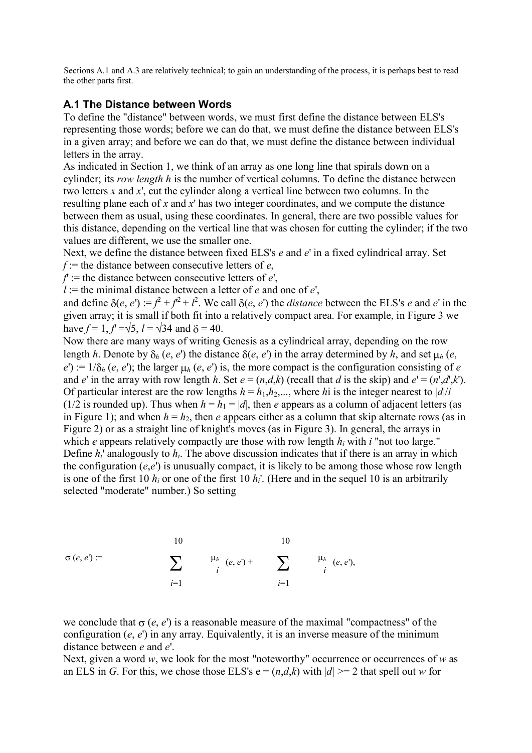Sections A.1 and A.3 are relatively technical; to gain an understanding of the process, it is perhaps best to read the other parts first.

### A.1 The Distance between Words

To define the "distance" between words, we must first define the distance between ELS's representing those words; before we can do that, we must define the distance between ELS's in a given array; and before we can do that, we must define the distance between individual letters in the array.

As indicated in Section 1, we think of an array as one long line that spirals down on a cylinder; its *row length h* is the number of vertical columns. To define the distance between two letters $x$ and $x'$, cut the cylinder along a vertical line between two columns. In the resulting plane each of $x$ and $x'$ has two integer coordinates, and we compute the distance between them as usual, using these coordinates. In general, there are two possible values for this distance, depending on the vertical line that was chosen for cutting the cylinder; if the two values are different, we use the smaller one.

Next, we define the distance between fixed ELS's $e$ and $e'$ in a fixed cylindrical array. Set

$f$ := the distance between consecutive letters of $e$,

$f'$ := the distance between consecutive letters of $e'$,

$l$ := the minimal distance between a letter of $e$ and one of $e'$,

and define $\delta(e, e') := f^2 + f'^2 + l^2$. We call $\delta(e, e')$ the *distance* between the ELS's $e$ and $e'$ in the given array; it is small if both fit into a relatively compact area. For example, in Figure 3 we have $f = 1$, $f' = \sqrt{5}$, $l = \sqrt{34}$ and $\delta = 40$.

Now there are many ways of writing Genesis as a cylindrical array, depending on the row length $h$. Denote by $\delta_h(e, e')$ the distance $\delta(e, e')$ in the array determined by $h$, and set $\mu_h(e, e') := 1/\delta_h(e, e')$; the larger $\mu_h(e, e')$ is, the more compact is the configuration consisting of $e$ and $e'$ in the array with row length $h$. Set $e = (n,d,k)$ (recall that $d$ is the skip) and $e' = (n',d',k')$. Of particular interest are the row lengths $h = h_1, h_2, \ldots$, where $h_i$ is the integer nearest to $|d|/i$ (1/2 is rounded up). Thus when $h = h_1 = |d|$, then $e$ appears as a column of adjacent letters (as in Figure 1); and when $h = h_2$, then $e$ appears either as a column that skip alternate rows (as in Figure 2) or as a straight line of knight's moves (as in Figure 3). In general, the arrays in which $e$ appears relatively compactly are those with row length $h_i$ with $i$ "not too large." Define $h_i'$ analogously to $h_i$. The above discussion indicates that if there is an array in which the configuration $(e,e')$ is unusually compact, it is likely to be among those whose row length is one of the first 10 $h_i$ or one of the first 10 $h_i'$. (Here and in the sequel 10 is an arbitrarily selected "moderate" number.) So setting

$$\sigma(e, e') := \sum_{i=1}^{10} \mu_{h_i}(e, e') + \sum_{i=1}^{10} \mu_{h_i'}(e, e'),$$

we conclude that $\sigma(e, e')$ is a reasonable measure of the maximal "compactness" of the configuration $(e, e')$ in any array. Equivalently, it is an inverse measure of the minimum distance between $e$ and $e'$.

Next, given a word $w$, we look for the most "noteworthy" occurrence or occurrences of $w$ as an ELS in $G$. For this, we chose those ELS's $e = (n,d,k)$ with $|d| >= 2$ that spell out $w$ for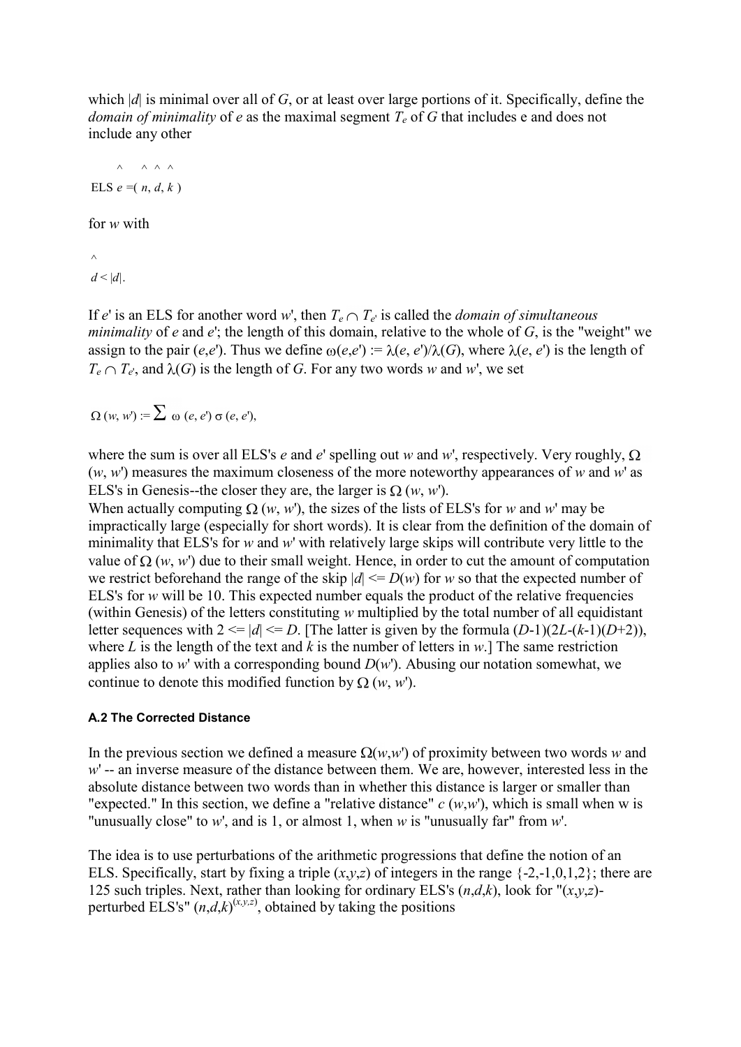which $|d|$ is minimal over all of $G$, or at least over large portions of it. Specifically, define the *domain of minimality* of $e$ as the maximal segment $T_e$ of $G$ that includes e and does not include any other

ELS $\hat{e} = (\hat{n}, \hat{d}, \hat{k})$

for $w$ with

$\hat{d} < |d|$.

If $e'$ is an ELS for another word $w'$, then $T_e \cap T_{e'}$ is called the *domain of simultaneous minimality* of $e$ and $e'$; the length of this domain, relative to the whole of $G$, is the "weight" we assign to the pair $(e,e')$. Thus we define $\omega(e,e') := \lambda(e, e')/\lambda(G)$, where $\lambda(e, e')$ is the length of $T_e \cap T_{e'}$, and $\lambda(G)$ is the length of $G$. For any two words $w$ and $w'$, we set

$$\Omega (w, w') := \sum \omega (e, e') \sigma (e, e'),$$

where the sum is over all ELS's $e$ and $e'$ spelling out $w$ and $w'$, respectively. Very roughly, $\Omega (w, w')$ measures the maximum closeness of the more noteworthy appearances of $w$ and $w'$ as ELS's in Genesis--the closer they are, the larger is $\Omega (w, w')$.

When actually computing $\Omega (w, w')$, the sizes of the lists of ELS's for $w$ and $w'$ may be impractically large (especially for short words). It is clear from the definition of the domain of minimality that ELS's for $w$ and $w'$ with relatively large skips will contribute very little to the value of $\Omega (w, w')$ due to their small weight. Hence, in order to cut the amount of computation we restrict beforehand the range of the skip $|d| \le D(w)$ for $w$ so that the expected number of ELS's for $w$ will be 10. This expected number equals the product of the relative frequencies (within Genesis) of the letters constituting $w$ multiplied by the total number of all equidistant letter sequences with $2 \le |d| \le D$. [The latter is given by the formula $(D-1)(2L-(k-1)(D+2))$, where $L$ is the length of the text and $k$ is the number of letters in $w$.] The same restriction applies also to $w'$ with a corresponding bound $D(w')$. Abusing our notation somewhat, we continue to denote this modified function by $\Omega (w, w')$.

#### A.2 The Corrected Distance

In the previous section we defined a measure $\Omega(w,w')$ of proximity between two words $w$ and $w'$ -- an inverse measure of the distance between them. We are, however, interested less in the absolute distance between two words than in whether this distance is larger or smaller than "expected." In this section, we define a "relative distance" $c (w,w')$, which is small when w is "unusually close" to $w'$, and is 1, or almost 1, when $w$ is "unusually far" from $w'$.

The idea is to use perturbations of the arithmetic progressions that define the notion of an ELS. Specifically, start by fixing a triple $(x,y,z)$ of integers in the range {-2,-1,0,1,2}; there are 125 such triples. Next, rather than looking for ordinary ELS's $(n,d,k)$, look for "$(x,y,z)$-perturbed ELS's" $(n,d,k)^{(x,y,z)}$, obtained by taking the positions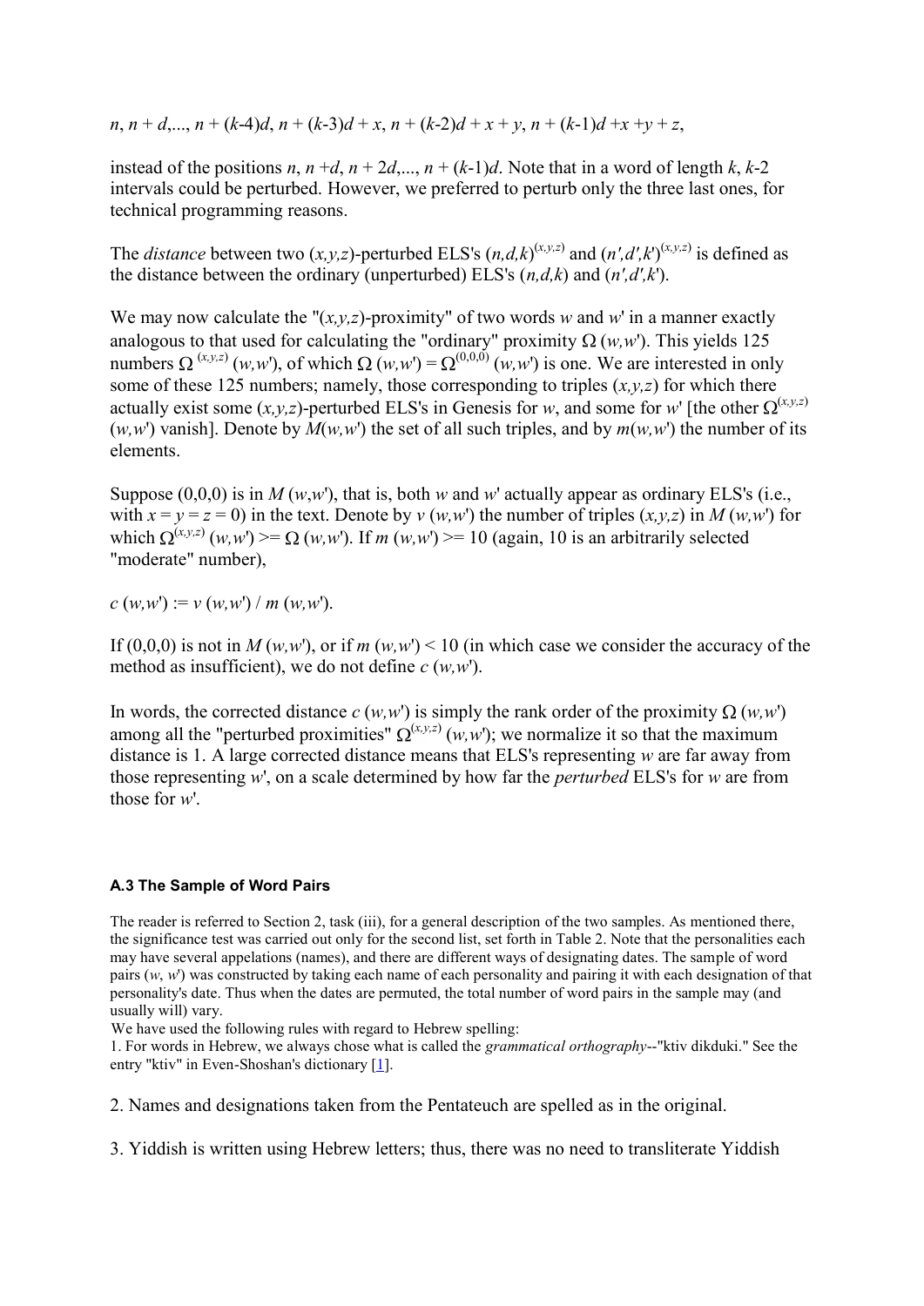$n, n + d,..., n + (k\text{-}4)d, n + (k\text{-}3)d + x, n + (k\text{-}2)d + x + y, n + (k\text{-}1)d + x + y + z,$

instead of the positions $n, n + d, n + 2d,..., n + (k\text{-}1)d$. Note that in a word of length $k$, $k$-2 intervals could be perturbed. However, we preferred to perturb only the three last ones, for technical programming reasons.

The *distance* between two $(x,y,z)$-perturbed ELS's $(n,d,k)^{(x,y,z)}$ and $(n',d',k')^{(x,y,z)}$ is defined as the distance between the ordinary (unperturbed) ELS's $(n,d,k)$ and $(n',d',k')$.

We may now calculate the "$(x,y,z)$-proximity" of two words $w$ and $w'$ in a manner exactly analogous to that used for calculating the "ordinary" proximity $\Omega(w,w')$. This yields 125 numbers $\Omega^{(x,y,z)}(w,w')$, of which $\Omega(w,w') = \Omega^{(0,0,0)}(w,w')$ is one. We are interested in only some of these 125 numbers; namely, those corresponding to triples $(x,y,z)$ for which there actually exist some $(x,y,z)$-perturbed ELS's in Genesis for $w$, and some for $w'$ [the other $\Omega^{(x,y,z)}(w,w')$ vanish]. Denote by $M(w,w')$ the set of all such triples, and by $m(w,w')$ the number of its elements.

Suppose (0,0,0) is in $M(w,w')$, that is, both $w$ and $w'$ actually appear as ordinary ELS's (i.e., with $x = y = z = 0$) in the text. Denote by $v(w,w')$ the number of triples $(x,y,z)$ in $M(w,w')$ for which $\Omega^{(x,y,z)}(w,w') >= \Omega(w,w')$. If $m(w,w') >= 10$ (again, 10 is an arbitrarily selected "moderate" number),

$c(w,w') := v(w,w') / m(w,w')$.

If (0,0,0) is not in $M(w,w')$, or if $m(w,w') < 10$ (in which case we consider the accuracy of the method as insufficient), we do not define $c(w,w')$.

In words, the corrected distance $c(w,w')$ is simply the rank order of the proximity $\Omega(w,w')$ among all the "perturbed proximities" $\Omega^{(x,y,z)}(w,w')$; we normalize it so that the maximum distance is 1. A large corrected distance means that ELS's representing $w$ are far away from those representing $w'$, on a scale determined by how far the *perturbed* ELS's for $w$ are from those for $w'$.

#### A.3 The Sample of Word Pairs

The reader is referred to Section 2, task (iii), for a general description of the two samples. As mentioned there, the significance test was carried out only for the second list, set forth in Table 2. Note that the personalities each may have several appelations (names), and there are different ways of designating dates. The sample of word pairs $(w, w')$ was constructed by taking each name of each personality and pairing it with each designation of that personality's date. Thus when the dates are permuted, the total number of word pairs in the sample may (and usually will) vary.

We have used the following rules with regard to Hebrew spelling:

1. For words in Hebrew, we always chose what is called the *grammatical orthography*--"ktiv dikduki." See the entry "ktiv" in Even-Shoshan's dictionary [1].

2. Names and designations taken from the Pentateuch are spelled as in the original.

3. Yiddish is written using Hebrew letters; thus, there was no need to transliterate Yiddish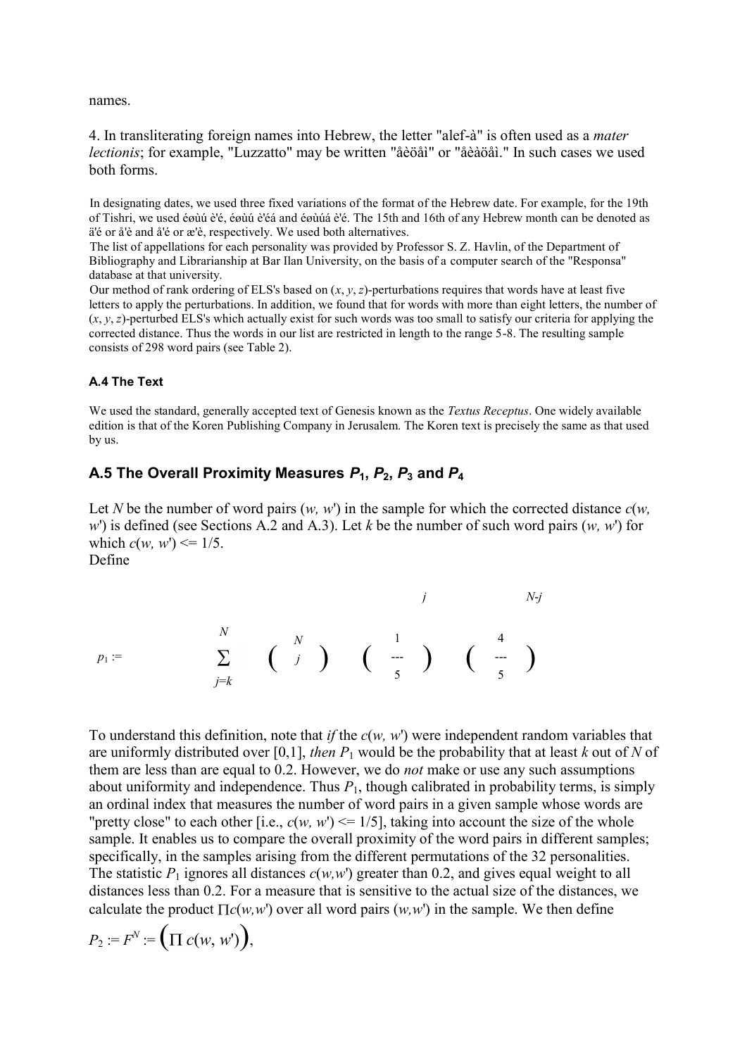names.

4. In transliterating foreign names into Hebrew, the letter "alef-à" is often used as a *mater lectionis*; for example, "Luzzatto" may be written "åèöåì" or "åèàöåì." In such cases we used both forms.

In designating dates, we used three fixed variations of the format of the Hebrew date. For example, for the 19th of Tishri, we used éøùú è'é, éøùú è'éá and éøùúá è'é. The 15th and 16th of any Hebrew month can be denoted as ä'é or å'è and å'é or æ'è, respectively. We used both alternatives.
The list of appellations for each personality was provided by Professor S. Z. Havlin, of the Department of Bibliography and Librarianship at Bar Ilan University, on the basis of a computer search of the "Responsa" database at that university.
Our method of rank ordering of ELS's based on $(x, y, z)$-perturbations requires that words have at least five letters to apply the perturbations. In addition, we found that for words with more than eight letters, the number of $(x, y, z)$-perturbed ELS's which actually exist for such words was too small to satisfy our criteria for applying the corrected distance. Thus the words in our list are restricted in length to the range 5-8. The resulting sample consists of 298 word pairs (see Table 2).

#### A.4 The Text

We used the standard, generally accepted text of Genesis known as the *Textus Receptus*. One widely available edition is that of the Koren Publishing Company in Jerusalem. The Koren text is precisely the same as that used by us.

### A.5 The Overall Proximity Measures $P_1$, $P_2$, $P_3$ and $P_4$

Let $N$ be the number of word pairs $(w, w')$ in the sample for which the corrected distance $c(w, w')$ is defined (see Sections A.2 and A.3). Let $k$ be the number of such word pairs $(w, w')$ for which $c(w, w') \le 1/5$.
Define

$$p_1 := \sum_{j=k}^{N} \binom{N}{j} \left(\frac{1}{5}\right)^{j} \left(\frac{4}{5}\right)^{N-j}$$

To understand this definition, note that *if* the $c(w, w')$ were independent random variables that are uniformly distributed over [0,1], *then* $P_1$ would be the probability that at least $k$ out of $N$ of them are less than are equal to 0.2. However, we do *not* make or use any such assumptions about uniformity and independence. Thus $P_1$, though calibrated in probability terms, is simply an ordinal index that measures the number of word pairs in a given sample whose words are "pretty close" to each other [i.e., $c(w, w') \le 1/5$], taking into account the size of the whole sample. It enables us to compare the overall proximity of the word pairs in different samples; specifically, in the samples arising from the different permutations of the 32 personalities.
The statistic $P_1$ ignores all distances $c(w,w')$ greater than 0.2, and gives equal weight to all distances less than 0.2. For a measure that is sensitive to the actual size of the distances, we calculate the product $\prod c(w,w')$ over all word pairs $(w,w')$ in the sample. We then define

$$P_2 := F^N := \left(\prod c(w, w')\right),$$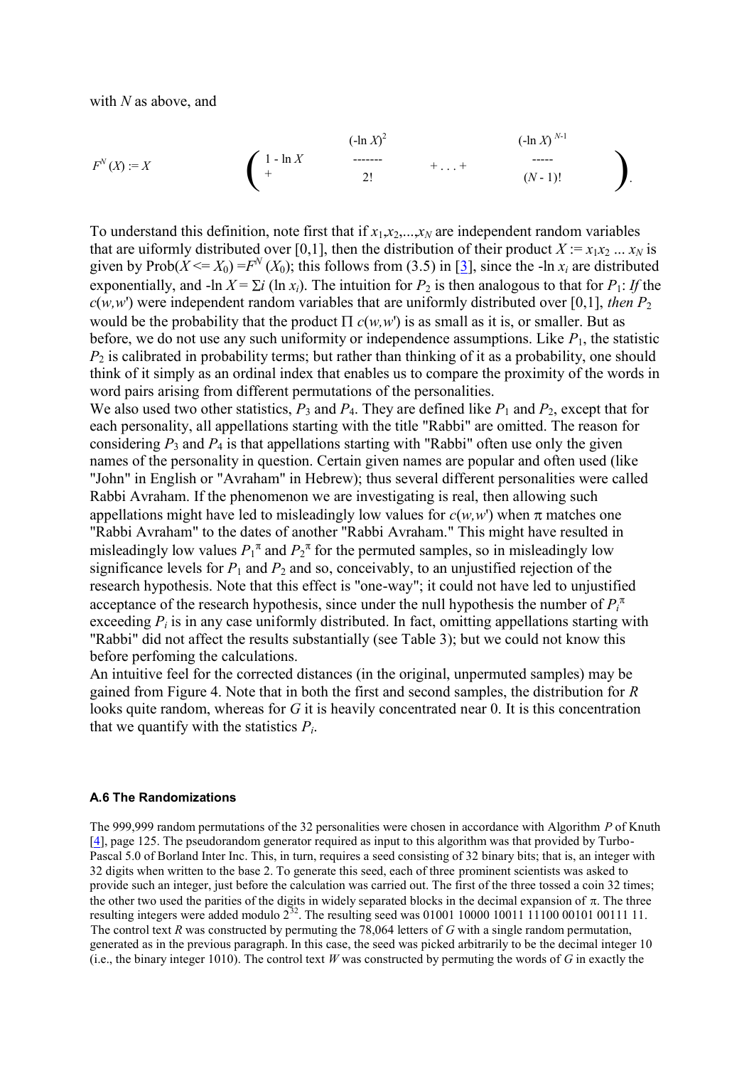with $N$ as above, and

$$F^N(X) := X\left(1 - \ln X + \frac{(-\ln X)^2}{2!} + \ldots + \frac{(-\ln X)^{N-1}}{(N-1)!}\right).$$

To understand this definition, note first that if $x_1, x_2, \ldots, x_N$ are independent random variables that are uiformly distributed over [0,1], then the distribution of their product $X := x_1 x_2 \ldots x_N$ is given by $\text{Prob}(X <= X_0) = F^N(X_0)$; this follows from (3.5) in [3], since the $-\ln x_i$ are distributed exponentially, and $-\ln X = \Sigma i (\ln x_i)$. The intuition for $P_2$ is then analogous to that for $P_1$: *If* the $c(w,w')$ were independent random variables that are uniformly distributed over [0,1], *then* $P_2$ would be the probability that the product $\Pi\, c(w,w')$ is as small as it is, or smaller. But as before, we do not use any such uniformity or independence assumptions. Like $P_1$, the statistic $P_2$ is calibrated in probability terms; but rather than thinking of it as a probability, one should think of it simply as an ordinal index that enables us to compare the proximity of the words in word pairs arising from different permutations of the personalities.

We also used two other statistics, $P_3$ and $P_4$. They are defined like $P_1$ and $P_2$, except that for each personality, all appellations starting with the title "Rabbi" are omitted. The reason for considering $P_3$ and $P_4$ is that appellations starting with "Rabbi" often use only the given names of the personality in question. Certain given names are popular and often used (like "John" in English or "Avraham" in Hebrew); thus several different personalities were called Rabbi Avraham. If the phenomenon we are investigating is real, then allowing such appellations might have led to misleadingly low values for $c(w,w')$ when $\pi$ matches one "Rabbi Avraham" to the dates of another "Rabbi Avraham." This might have resulted in misleadingly low values $P_1^\pi$ and $P_2^\pi$ for the permuted samples, so in misleadingly low significance levels for $P_1$ and $P_2$ and so, conceivably, to an unjustified rejection of the research hypothesis. Note that this effect is "one-way"; it could not have led to unjustified acceptance of the research hypothesis, since under the null hypothesis the number of $P_i^\pi$ exceeding $P_i$ is in any case uniformly distributed. In fact, omitting appellations starting with "Rabbi" did not affect the results substantially (see Table 3); but we could not know this before perfoming the calculations.

An intuitive feel for the corrected distances (in the original, unpermuted samples) may be gained from Figure 4. Note that in both the first and second samples, the distribution for $R$ looks quite random, whereas for $G$ it is heavily concentrated near 0. It is this concentration that we quantify with the statistics $P_i$.

#### A.6 The Randomizations

The 999,999 random permutations of the 32 personalities were chosen in accordance with Algorithm *P* of Knuth [4], page 125. The pseudorandom generator required as input to this algorithm was that provided by Turbo-Pascal 5.0 of Borland Inter Inc. This, in turn, requires a seed consisting of 32 binary bits; that is, an integer with 32 digits when written to the base 2. To generate this seed, each of three prominent scientists was asked to provide such an integer, just before the calculation was carried out. The first of the three tossed a coin 32 times; the other two used the parities of the digits in widely separated blocks in the decimal expansion of $\pi$. The three resulting integers were added modulo $2^{32}$. The resulting seed was 01001 10000 10011 11100 00101 00111 11.

The control text $R$ was constructed by permuting the 78,064 letters of $G$ with a single random permutation, generated as in the previous paragraph. In this case, the seed was picked arbitrarily to be the decimal integer 10 (i.e., the binary integer 1010). The control text $W$ was constructed by permuting the words of $G$ in exactly the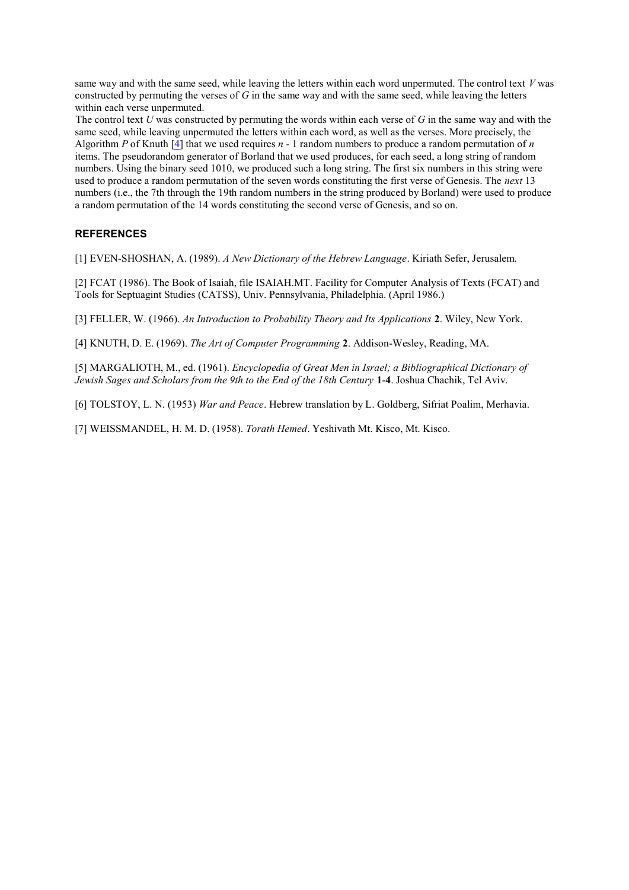same way and with the same seed, while leaving the letters within each word unpermuted. The control text $V$ was constructed by permuting the verses of $G$ in the same way and with the same seed, while leaving the letters within each verse unpermuted.

The control text $U$ was constructed by permuting the words within each verse of $G$ in the same way and with the same seed, while leaving unpermuted the letters within each word, as well as the verses. More precisely, the Algorithm $P$ of Knuth [4] that we used requires $n$ - 1 random numbers to produce a random permutation of $n$ items. The pseudorandom generator of Borland that we used produces, for each seed, a long string of random numbers. Using the binary seed 1010, we produced such a long string. The first six numbers in this string were used to produce a random permutation of the seven words constituting the first verse of Genesis. The *next* 13 numbers (i.e., the 7th through the 19th random numbers in the string produced by Borland) were used to produce a random permutation of the 14 words constituting the second verse of Genesis, and so on.

## REFERENCES

[1] EVEN-SHOSHAN, A. (1989). *A New Dictionary of the Hebrew Language*. Kiriath Sefer, Jerusalem.

[2] FCAT (1986). The Book of Isaiah, file ISAIAH.MT. Facility for Computer Analysis of Texts (FCAT) and Tools for Septuagint Studies (CATSS), Univ. Pennsylvania, Philadelphia. (April 1986.)

[3] FELLER, W. (1966). *An Introduction to Probability Theory and Its Applications* **2**. Wiley, New York.

[4] KNUTH, D. E. (1969). *The Art of Computer Programming* **2**. Addison-Wesley, Reading, MA.

[5] MARGALIOTH, M., ed. (1961). *Encyclopedia of Great Men in Israel; a Bibliographical Dictionary of Jewish Sages and Scholars from the 9th to the End of the 18th Century* **1**-**4**. Joshua Chachik, Tel Aviv.

[6] TOLSTOY, L. N. (1953) *War and Peace*. Hebrew translation by L. Goldberg, Sifriat Poalim, Merhavia.

[7] WEISSMANDEL, H. M. D. (1958). *Torath Hemed*. Yeshivath Mt. Kisco, Mt. Kisco.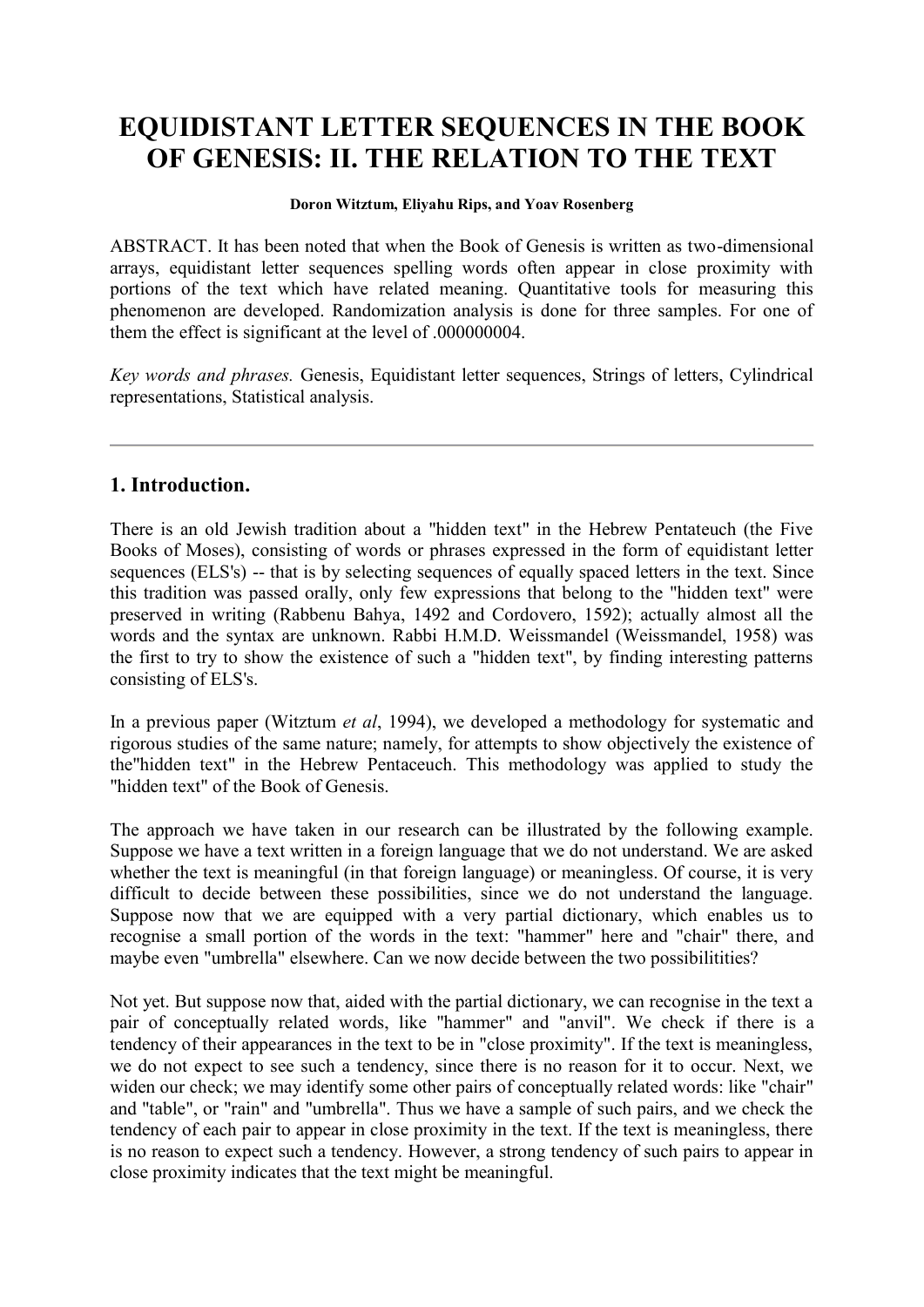# EQUIDISTANT LETTER SEQUENCES IN THE BOOK OF GENESIS: II. THE RELATION TO THE TEXT

**Doron Witztum, Eliyahu Rips, and Yoav Rosenberg**

ABSTRACT. It has been noted that when the Book of Genesis is written as two-dimensional arrays, equidistant letter sequences spelling words often appear in close proximity with portions of the text which have related meaning. Quantitative tools for measuring this phenomenon are developed. Randomization analysis is done for three samples. For one of them the effect is significant at the level of .000000004.

*Key words and phrases.* Genesis, Equidistant letter sequences, Strings of letters, Cylindrical representations, Statistical analysis.

---

## 1. Introduction.

There is an old Jewish tradition about a "hidden text" in the Hebrew Pentateuch (the Five Books of Moses), consisting of words or phrases expressed in the form of equidistant letter sequences (ELS's) -- that is by selecting sequences of equally spaced letters in the text. Since this tradition was passed orally, only few expressions that belong to the "hidden text" were preserved in writing (Rabbenu Bahya, 1492 and Cordovero, 1592); actually almost all the words and the syntax are unknown. Rabbi H.M.D. Weissmandel (Weissmandel, 1958) was the first to try to show the existence of such a "hidden text", by finding interesting patterns consisting of ELS's.

In a previous paper (Witztum *et al*, 1994), we developed a methodology for systematic and rigorous studies of the same nature; namely, for attempts to show objectively the existence of the"hidden text" in the Hebrew Pentaceuch. This methodology was applied to study the "hidden text" of the Book of Genesis.

The approach we have taken in our research can be illustrated by the following example. Suppose we have a text written in a foreign language that we do not understand. We are asked whether the text is meaningful (in that foreign language) or meaningless. Of course, it is very difficult to decide between these possibilities, since we do not understand the language. Suppose now that we are equipped with a very partial dictionary, which enables us to recognise a small portion of the words in the text: "hammer" here and "chair" there, and maybe even "umbrella" elsewhere. Can we now decide between the two possibilitities?

Not yet. But suppose now that, aided with the partial dictionary, we can recognise in the text a pair of conceptually related words, like "hammer" and "anvil". We check if there is a tendency of their appearances in the text to be in "close proximity". If the text is meaningless, we do not expect to see such a tendency, since there is no reason for it to occur. Next, we widen our check; we may identify some other pairs of conceptually related words: like "chair" and "table", or "rain" and "umbrella". Thus we have a sample of such pairs, and we check the tendency of each pair to appear in close proximity in the text. If the text is meaningless, there is no reason to expect such a tendency. However, a strong tendency of such pairs to appear in close proximity indicates that the text might be meaningful.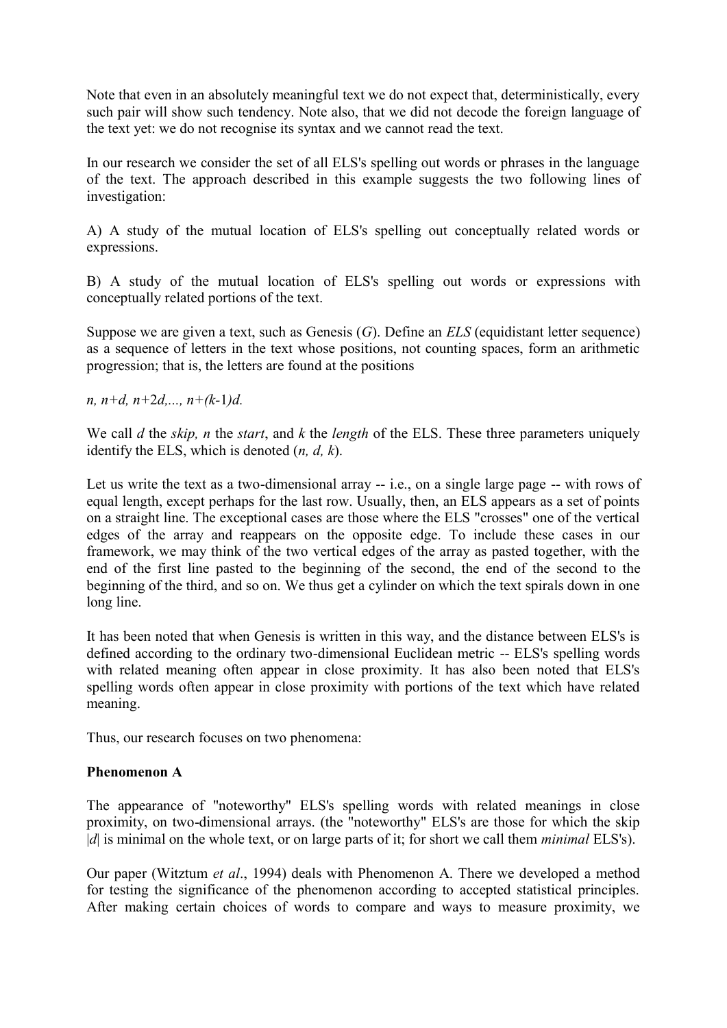Note that even in an absolutely meaningful text we do not expect that, deterministically, every such pair will show such tendency. Note also, that we did not decode the foreign language of the text yet: we do not recognise its syntax and we cannot read the text.

In our research we consider the set of all ELS's spelling out words or phrases in the language of the text. The approach described in this example suggests the two following lines of investigation:

A) A study of the mutual location of ELS's spelling out conceptually related words or expressions.

B) A study of the mutual location of ELS's spelling out words or expressions with conceptually related portions of the text.

Suppose we are given a text, such as Genesis (*G*). Define an *ELS* (equidistant letter sequence) as a sequence of letters in the text whose positions, not counting spaces, form an arithmetic progression; that is, the letters are found at the positions

$n, n+d, n+2d, ..., n+(k-1)d.$

We call $d$ the *skip,* $n$ the *start*, and $k$ the *length* of the ELS. These three parameters uniquely identify the ELS, which is denoted $(n, d, k)$.

Let us write the text as a two-dimensional array -- i.e., on a single large page -- with rows of equal length, except perhaps for the last row. Usually, then, an ELS appears as a set of points on a straight line. The exceptional cases are those where the ELS "crosses" one of the vertical edges of the array and reappears on the opposite edge. To include these cases in our framework, we may think of the two vertical edges of the array as pasted together, with the end of the first line pasted to the beginning of the second, the end of the second to the beginning of the third, and so on. We thus get a cylinder on which the text spirals down in one long line.

It has been noted that when Genesis is written in this way, and the distance between ELS's is defined according to the ordinary two-dimensional Euclidean metric -- ELS's spelling words with related meaning often appear in close proximity. It has also been noted that ELS's spelling words often appear in close proximity with portions of the text which have related meaning.

Thus, our research focuses on two phenomena:

**Phenomenon A**

The appearance of "noteworthy" ELS's spelling words with related meanings in close proximity, on two-dimensional arrays. (the "noteworthy" ELS's are those for which the skip $|d|$ is minimal on the whole text, or on large parts of it; for short we call them *minimal* ELS's).

Our paper (Witztum *et al*., 1994) deals with Phenomenon A. There we developed a method for testing the significance of the phenomenon according to accepted statistical principles. After making certain choices of words to compare and ways to measure proximity, we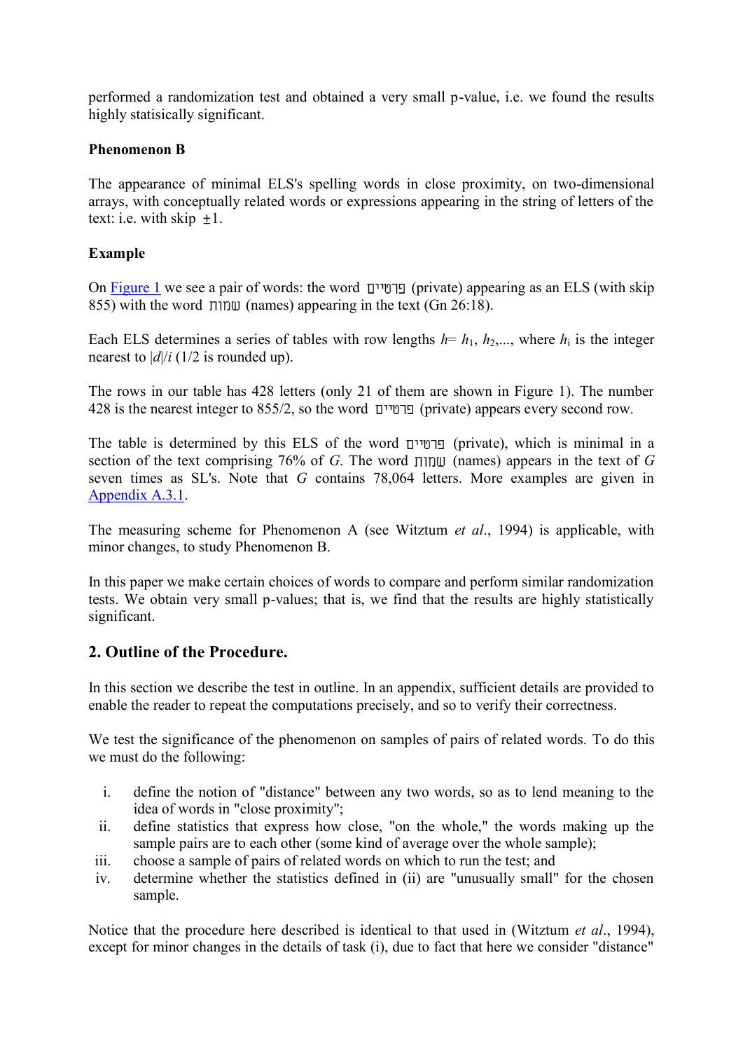performed a randomization test and obtained a very small p-value, i.e. we found the results highly statisically significant.

**Phenomenon B**

The appearance of minimal ELS's spelling words in close proximity, on two-dimensional arrays, with conceptually related words or expressions appearing in the string of letters of the text: i.e. with skip $\pm 1$.

**Example**

On Figure 1 we see a pair of words: the word פרטיים (private) appearing as an ELS (with skip 855) with the word שמות (names) appearing in the text (Gn 26:18).

Each ELS determines a series of tables with row lengths $h = h_1, h_2, \ldots$, where $h_i$ is the integer nearest to $|d|/i$ (1/2 is rounded up).

The rows in our table has 428 letters (only 21 of them are shown in Figure 1). The number 428 is the nearest integer to 855/2, so the word פרטיים (private) appears every second row.

The table is determined by this ELS of the word פרטיים (private), which is minimal in a section of the text comprising 76% of *G*. The word שמות (names) appears in the text of *G* seven times as SL's. Note that *G* contains 78,064 letters. More examples are given in Appendix A.3.1.

The measuring scheme for Phenomenon A (see Witztum *et al*., 1994) is applicable, with minor changes, to study Phenomenon B.

In this paper we make certain choices of words to compare and perform similar randomization tests. We obtain very small p-values; that is, we find that the results are highly statistically significant.

## 2. Outline of the Procedure.

In this section we describe the test in outline. In an appendix, sufficient details are provided to enable the reader to repeat the computations precisely, and so to verify their correctness.

We test the significance of the phenomenon on samples of pairs of related words. To do this we must do the following:

i. define the notion of "distance" between any two words, so as to lend meaning to the idea of words in "close proximity";
ii. define statistics that express how close, "on the whole," the words making up the sample pairs are to each other (some kind of average over the whole sample);
iii. choose a sample of pairs of related words on which to run the test; and
iv. determine whether the statistics defined in (ii) are "unusually small" for the chosen sample.

Notice that the procedure here described is identical to that used in (Witztum *et al*., 1994), except for minor changes in the details of task (i), due to fact that here we consider "distance"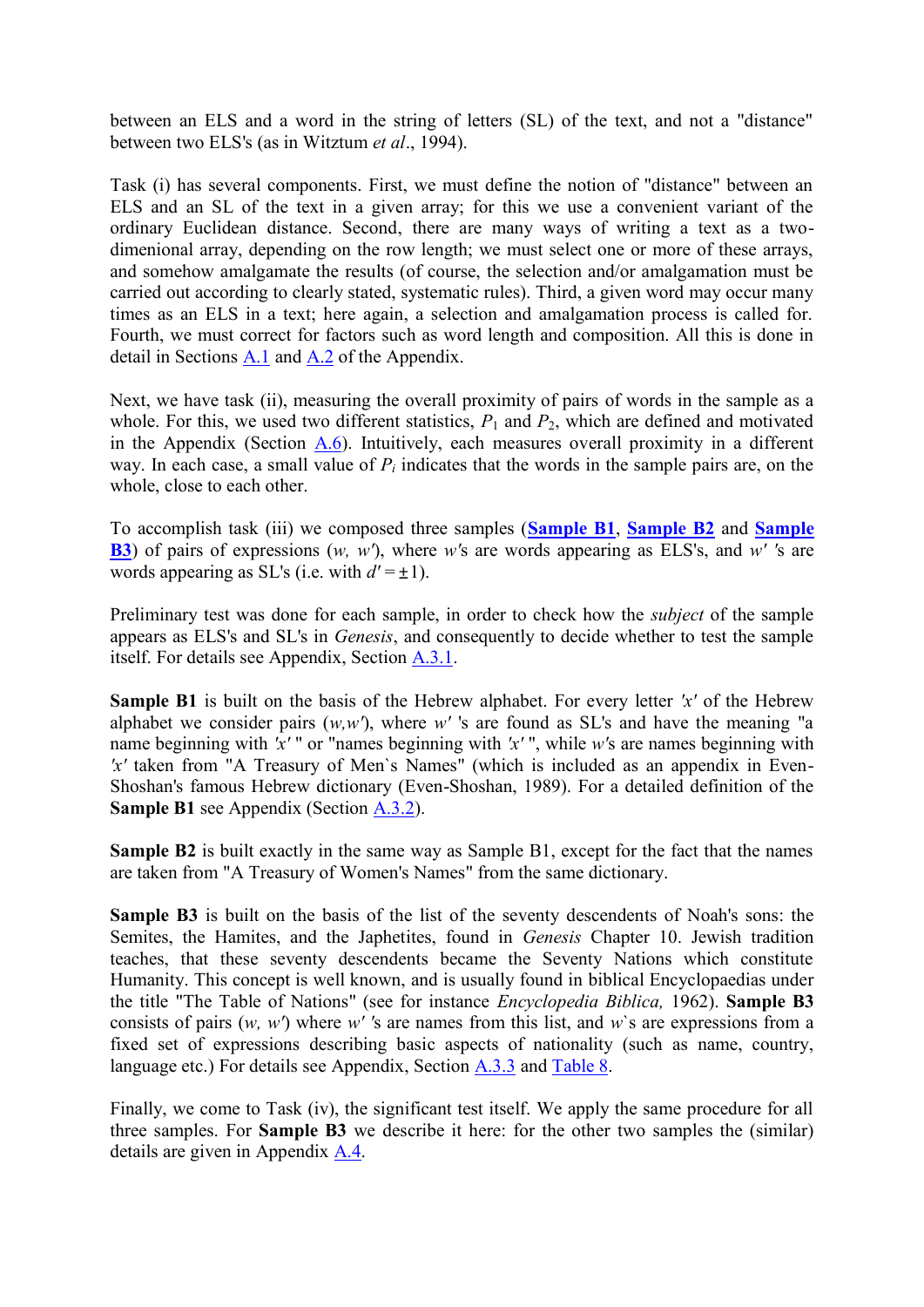between an ELS and a word in the string of letters (SL) of the text, and not a "distance" between two ELS's (as in Witztum *et al*., 1994).

Task (i) has several components. First, we must define the notion of "distance" between an ELS and an SL of the text in a given array; for this we use a convenient variant of the ordinary Euclidean distance. Second, there are many ways of writing a text as a two-dimenional array, depending on the row length; we must select one or more of these arrays, and somehow amalgamate the results (of course, the selection and/or amalgamation must be carried out according to clearly stated, systematic rules). Third, a given word may occur many times as an ELS in a text; here again, a selection and amalgamation process is called for. Fourth, we must correct for factors such as word length and composition. All this is done in detail in Sections A.1 and A.2 of the Appendix.

Next, we have task (ii), measuring the overall proximity of pairs of words in the sample as a whole. For this, we used two different statistics, $P_1$ and $P_2$, which are defined and motivated in the Appendix (Section A.6). Intuitively, each measures overall proximity in a different way. In each case, a small value of $P_i$ indicates that the words in the sample pairs are, on the whole, close to each other.

To accomplish task (iii) we composed three samples (**Sample B1**, **Sample B2** and **Sample B3**) of pairs of expressions ($w$, $w'$), where $w$'s are words appearing as ELS's, and $w'$ 's are words appearing as SL's (i.e. with $d' = \pm 1$).

Preliminary test was done for each sample, in order to check how the *subject* of the sample appears as ELS's and SL's in *Genesis*, and consequently to decide whether to test the sample itself. For details see Appendix, Section A.3.1.

**Sample B1** is built on the basis of the Hebrew alphabet. For every letter $'x'$ of the Hebrew alphabet we consider pairs ($w$,$w'$), where $w'$ 's are found as SL's and have the meaning "a name beginning with $'x'$ " or "names beginning with $'x'$ ", while $w$'s are names beginning with $'x'$ taken from "A Treasury of Men`s Names" (which is included as an appendix in Even-Shoshan's famous Hebrew dictionary (Even-Shoshan, 1989). For a detailed definition of the **Sample B1** see Appendix (Section A.3.2).

**Sample B2** is built exactly in the same way as Sample B1, except for the fact that the names are taken from "A Treasury of Women's Names" from the same dictionary.

**Sample B3** is built on the basis of the list of the seventy descendents of Noah's sons: the Semites, the Hamites, and the Japhetites, found in *Genesis* Chapter 10. Jewish tradition teaches, that these seventy descendents became the Seventy Nations which constitute Humanity. This concept is well known, and is usually found in biblical Encyclopaedias under the title "The Table of Nations" (see for instance *Encyclopedia Biblica,* 1962). **Sample B3** consists of pairs ($w$, $w'$) where $w'$ 's are names from this list, and $w$`s are expressions from a fixed set of expressions describing basic aspects of nationality (such as name, country, language etc.) For details see Appendix, Section A.3.3 and Table 8.

Finally, we come to Task (iv), the significant test itself. We apply the same procedure for all three samples. For **Sample B3** we describe it here: for the other two samples the (similar) details are given in Appendix A.4.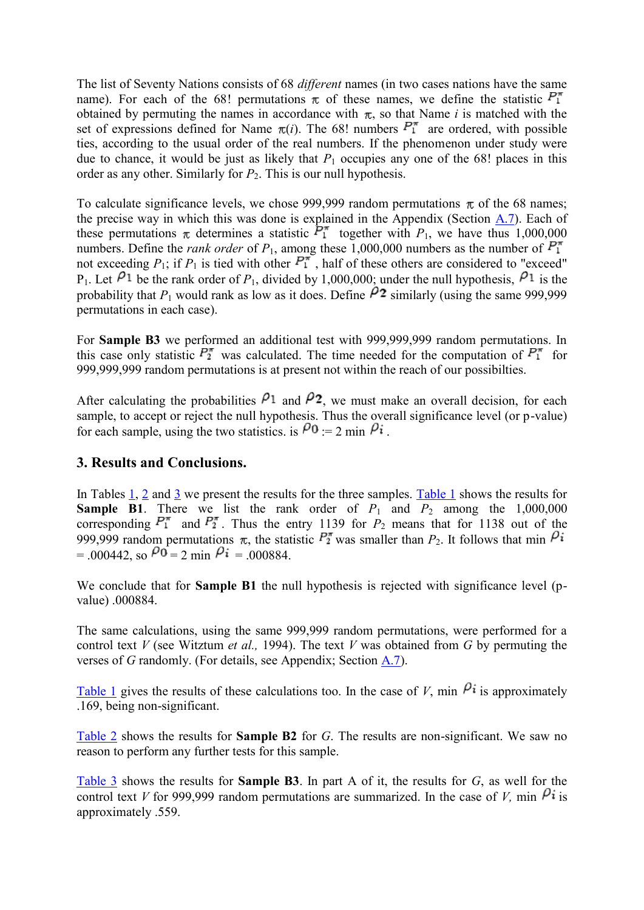The list of Seventy Nations consists of 68 *different* names (in two cases nations have the same name). For each of the 68! permutations $\pi$ of these names, we define the statistic $P_1^\pi$ obtained by permuting the names in accordance with $\pi$, so that Name $i$ is matched with the set of expressions defined for Name $\pi(i)$. The 68! numbers $P_1^\pi$ are ordered, with possible ties, according to the usual order of the real numbers. If the phenomenon under study were due to chance, it would be just as likely that $P_1$ occupies any one of the 68! places in this order as any other. Similarly for $P_2$. This is our null hypothesis.

To calculate significance levels, we chose 999,999 random permutations $\pi$ of the 68 names; the precise way in which this was done is explained in the Appendix (Section A.7). Each of these permutations $\pi$ determines a statistic $P_1^\pi$ together with $P_1$, we have thus 1,000,000 numbers. Define the *rank order* of $P_1$, among these 1,000,000 numbers as the number of $P_1^\pi$ not exceeding $P_1$; if $P_1$ is tied with other $P_1^\pi$, half of these others are considered to "exceed" $P_1$. Let $\rho_1$ be the rank order of $P_1$, divided by 1,000,000; under the null hypothesis, $\rho_1$ is the probability that $P_1$ would rank as low as it does. Define $\rho_2$ similarly (using the same 999,999 permutations in each case).

For **Sample B3** we performed an additional test with 999,999,999 random permutations. In this case only statistic $P_2^\pi$ was calculated. The time needed for the computation of $P_1^\pi$ for 999,999,999 random permutations is at present not within the reach of our possibilties.

After calculating the probabilities $\rho_1$ and $\rho_2$, we must make an overall decision, for each sample, to accept or reject the null hypothesis. Thus the overall significance level (or p-value) for each sample, using the two statistics. is $\rho_0 := 2 \min \rho_i$.

## 3. Results and Conclusions.

In Tables 1, 2 and 3 we present the results for the three samples. Table 1 shows the results for **Sample B1**. There we list the rank order of $P_1$ and $P_2$ among the 1,000,000 corresponding $P_1^\pi$ and $P_2^\pi$. Thus the entry 1139 for $P_2$ means that for 1138 out of the 999,999 random permutations $\pi$, the statistic $P_2^\pi$ was smaller than $P_2$. It follows that $\min \rho_i = .000442$, so $\rho_0 = 2 \min \rho_i = .000884$.

We conclude that for **Sample B1** the null hypothesis is rejected with significance level (p-value) .000884.

The same calculations, using the same 999,999 random permutations, were performed for a control text $V$ (see Witztum *et al.,* 1994). The text $V$ was obtained from $G$ by permuting the verses of $G$ randomly. (For details, see Appendix; Section A.7).

Table 1 gives the results of these calculations too. In the case of $V$, $\min \rho_i$ is approximately .169, being non-significant.

Table 2 shows the results for **Sample B2** for $G$. The results are non-significant. We saw no reason to perform any further tests for this sample.

Table 3 shows the results for **Sample B3**. In part A of it, the results for $G$, as well for the control text $V$ for 999,999 random permutations are summarized. In the case of $V$, $\min \rho_i$ is approximately .559.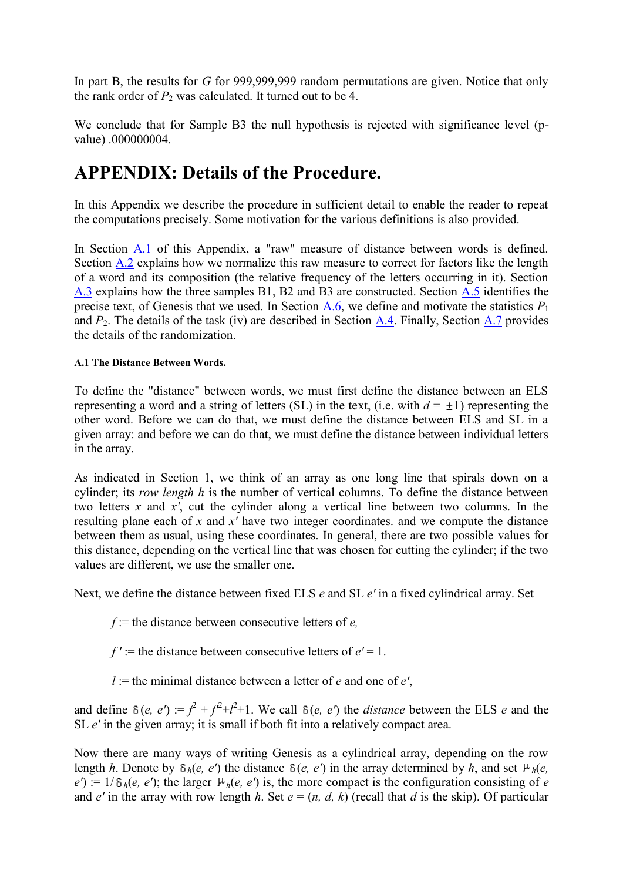In part B, the results for $G$ for 999,999,999 random permutations are given. Notice that only the rank order of $P_2$ was calculated. It turned out to be 4.

We conclude that for Sample B3 the null hypothesis is rejected with significance level (p-value) .000000004.

# APPENDIX: Details of the Procedure.

In this Appendix we describe the procedure in sufficient detail to enable the reader to repeat the computations precisely. Some motivation for the various definitions is also provided.

In Section A.1 of this Appendix, a "raw" measure of distance between words is defined. Section A.2 explains how we normalize this raw measure to correct for factors like the length of a word and its composition (the relative frequency of the letters occurring in it). Section A.3 explains how the three samples B1, B2 and B3 are constructed. Section A.5 identifies the precise text, of Genesis that we used. In Section A.6, we define and motivate the statistics $P_1$ and $P_2$. The details of the task (iv) are described in Section A.4. Finally, Section A.7 provides the details of the randomization.

#### A.1 The Distance Between Words.

To define the "distance" between words, we must first define the distance between an ELS representing a word and a string of letters (SL) in the text, (i.e. with $d = \pm 1$) representing the other word. Before we can do that, we must define the distance between ELS and SL in a given array: and before we can do that, we must define the distance between individual letters in the array.

As indicated in Section 1, we think of an array as one long line that spirals down on a cylinder; its *row length* $h$ is the number of vertical columns. To define the distance between two letters $x$ and $x'$, cut the cylinder along a vertical line between two columns. In the resulting plane each of $x$ and $x'$ have two integer coordinates. and we compute the distance between them as usual, using these coordinates. In general, there are two possible values for this distance, depending on the vertical line that was chosen for cutting the cylinder; if the two values are different, we use the smaller one.

Next, we define the distance between fixed ELS $e$ and SL $e'$ in a fixed cylindrical array. Set

> $f$ := the distance between consecutive letters of $e$,
>
> $f'$ := the distance between consecutive letters of $e' = 1$.
>
> $l$ := the minimal distance between a letter of $e$ and one of $e'$,

and define $\delta(e, e') := f^2 + f'^2 + l^2 + 1$. We call $\delta(e, e')$ the *distance* between the ELS $e$ and the SL $e'$ in the given array; it is small if both fit into a relatively compact area.

Now there are many ways of writing Genesis as a cylindrical array, depending on the row length $h$. Denote by $\delta_h(e, e')$ the distance $\delta(e, e')$ in the array determined by $h$, and set $\mu_h(e, e') := 1/\delta_h(e, e')$; the larger $\mu_h(e, e')$ is, the more compact is the configuration consisting of $e$ and $e'$ in the array with row length $h$. Set $e = (n, d, k)$ (recall that $d$ is the skip). Of particular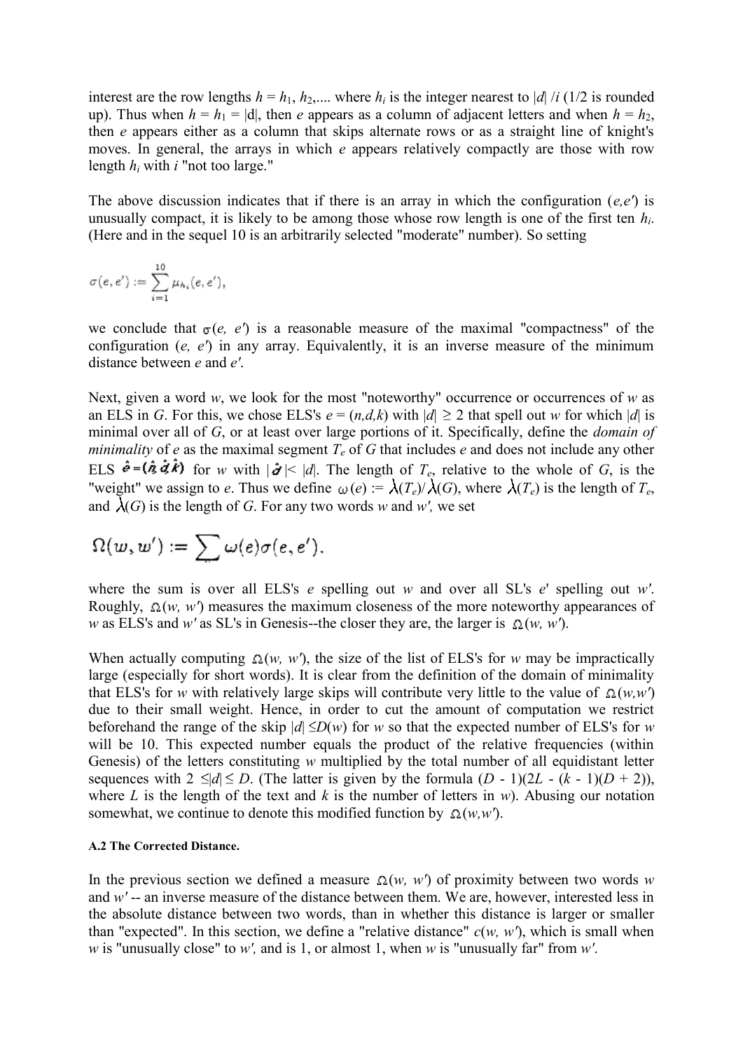interest are the row lengths $h = h_1, h_2, \ldots$ where $h_i$ is the integer nearest to $|d|/i$ (1/2 is rounded up). Thus when $h = h_1 = |d|$, then $e$ appears as a column of adjacent letters and when $h = h_2$, then $e$ appears either as a column that skips alternate rows or as a straight line of knight's moves. In general, the arrays in which $e$ appears relatively compactly are those with row length $h_i$ with $i$ "not too large."

The above discussion indicates that if there is an array in which the configuration $(e,e')$ is unusually compact, it is likely to be among those whose row length is one of the first ten $h_i$. (Here and in the sequel 10 is an arbitrarily selected "moderate" number). So setting

$$\sigma(e, e') := \sum_{i=1}^{10} \mu_{h_i}(e, e'),$$

we conclude that $\sigma(e, e')$ is a reasonable measure of the maximal "compactness" of the configuration $(e, e')$ in any array. Equivalently, it is an inverse measure of the minimum distance between $e$ and $e'$.

Next, given a word $w$, we look for the most "noteworthy" occurrence or occurrences of $w$ as an ELS in $G$. For this, we chose ELS's $e = (n,d,k)$ with $|d| \geq 2$ that spell out $w$ for which $|d|$ is minimal over all of $G$, or at least over large portions of it. Specifically, define the *domain of minimality* of $e$ as the maximal segment $T_e$ of $G$ that includes $e$ and does not include any other ELS $\hat{e} = (\hat{n}, \hat{d}, \hat{k})$ for $w$ with $|\hat{d}| < |d|$. The length of $T_e$, relative to the whole of $G$, is the "weight" we assign to $e$. Thus we define $\omega(e) := \lambda(T_e)/\lambda(G)$, where $\lambda(T_e)$ is the length of $T_e$, and $\lambda(G)$ is the length of $G$. For any two words $w$ and $w'$, we set

$$\Omega(w, w') := \sum \omega(e)\sigma(e, e').$$

where the sum is over all ELS's $e$ spelling out $w$ and over all SL's $e'$ spelling out $w'$. Roughly, $\Omega(w, w')$ measures the maximum closeness of the more noteworthy appearances of $w$ as ELS's and $w'$ as SL's in Genesis--the closer they are, the larger is $\Omega(w, w')$.

When actually computing $\Omega(w, w')$, the size of the list of ELS's for $w$ may be impractically large (especially for short words). It is clear from the definition of the domain of minimality that ELS's for $w$ with relatively large skips will contribute very little to the value of $\Omega(w,w')$ due to their small weight. Hence, in order to cut the amount of computation we restrict beforehand the range of the skip $|d| \leq D(w)$ for $w$ so that the expected number of ELS's for $w$ will be 10. This expected number equals the product of the relative frequencies (within Genesis) of the letters constituting $w$ multiplied by the total number of all equidistant letter sequences with $2 \leq |d| \leq D$. (The latter is given by the formula $(D - 1)(2L - (k - 1)(D + 2))$, where $L$ is the length of the text and $k$ is the number of letters in $w$). Abusing our notation somewhat, we continue to denote this modified function by $\Omega(w,w')$.

#### A.2 The Corrected Distance.

In the previous section we defined a measure $\Omega(w, w')$ of proximity between two words $w$ and $w'$ -- an inverse measure of the distance between them. We are, however, interested less in the absolute distance between two words, than in whether this distance is larger or smaller than "expected". In this section, we define a "relative distance" $c(w, w')$, which is small when $w$ is "unusually close" to $w'$, and is 1, or almost 1, when $w$ is "unusually far" from $w'$.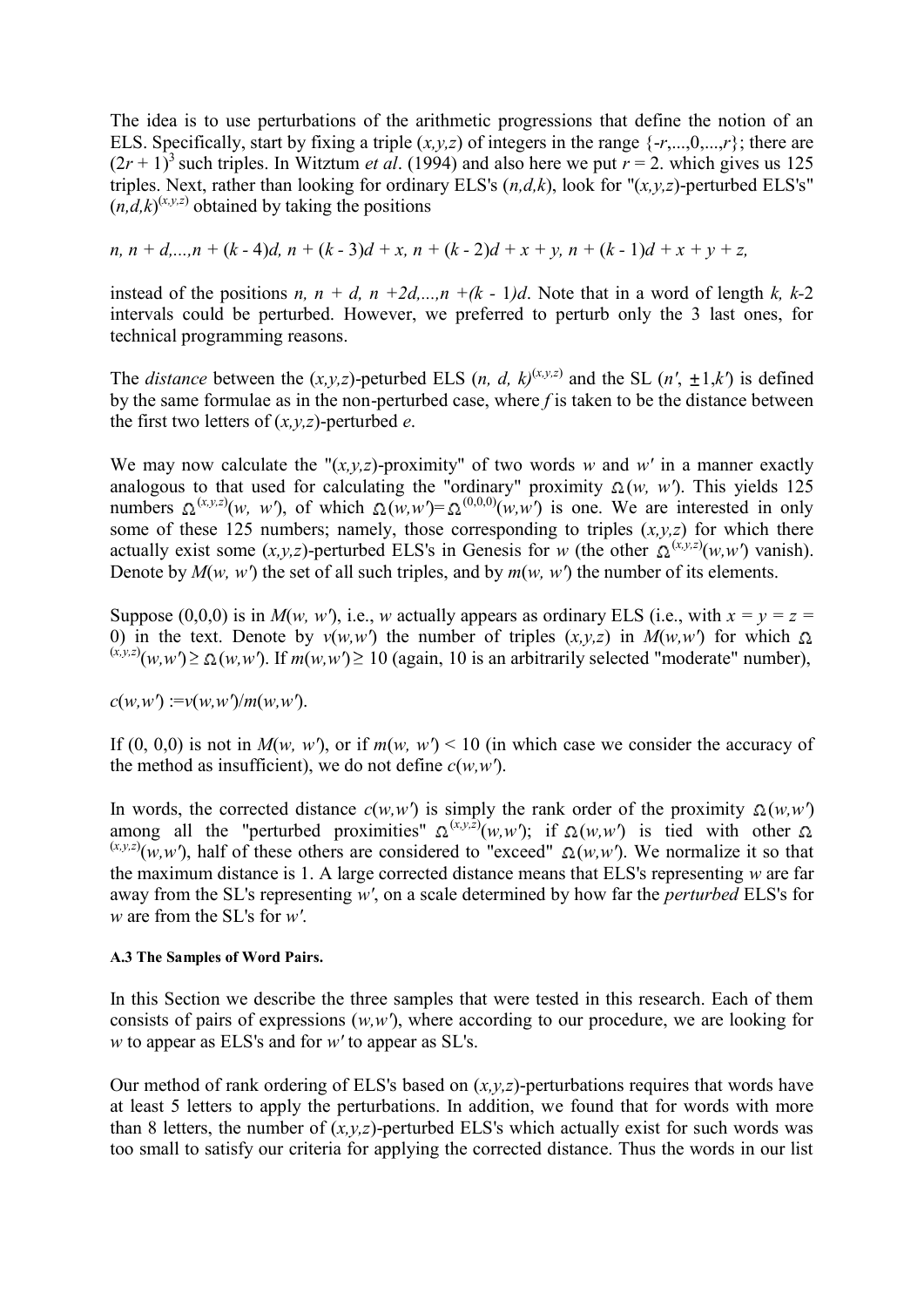The idea is to use perturbations of the arithmetic progressions that define the notion of an ELS. Specifically, start by fixing a triple $(x,y,z)$ of integers in the range $\{-r,...,0,...,r\}$; there are $(2r + 1)^3$ such triples. In Witztum *et al*. (1994) and also here we put $r = 2$. which gives us 125 triples. Next, rather than looking for ordinary ELS's $(n,d,k)$, look for "$(x,y,z)$-perturbed ELS's" $(n,d,k)^{(x,y,z)}$ obtained by taking the positions

$$n,\ n + d,...,n + (k - 4)d,\ n + (k - 3)d + x,\ n + (k - 2)d + x + y,\ n + (k - 1)d + x + y + z,$$

instead of the positions $n,\ n + d,\ n + 2d,...,n + (k - 1)d$. Note that in a word of length $k$, $k$-2 intervals could be perturbed. However, we preferred to perturb only the 3 last ones, for technical programming reasons.

The *distance* between the $(x,y,z)$-peturbed ELS $(n, d, k)^{(x,y,z)}$ and the SL $(n', \pm1, k')$ is defined by the same formulae as in the non-perturbed case, where $f$ is taken to be the distance between the first two letters of $(x,y,z)$-perturbed $e$.

We may now calculate the "$(x,y,z)$-proximity" of two words $w$ and $w'$ in a manner exactly analogous to that used for calculating the "ordinary" proximity $\Omega(w, w')$. This yields 125 numbers $\Omega^{(x,y,z)}(w, w')$, of which $\Omega(w,w')=\Omega^{(0,0,0)}(w,w')$ is one. We are interested in only some of these 125 numbers; namely, those corresponding to triples $(x,y,z)$ for which there actually exist some $(x,y,z)$-perturbed ELS's in Genesis for $w$ (the other $\Omega^{(x,y,z)}(w,w')$ vanish). Denote by $M(w, w')$ the set of all such triples, and by $m(w, w')$ the number of its elements.

Suppose $(0,0,0)$ is in $M(w, w')$, i.e., $w$ actually appears as ordinary ELS (i.e., with $x = y = z = 0$) in the text. Denote by $v(w,w')$ the number of triples $(x,y,z)$ in $M(w,w')$ for which $\Omega^{(x,y,z)}(w,w') \geq \Omega(w,w')$. If $m(w,w') \geq 10$ (again, 10 is an arbitrarily selected "moderate" number),

$$c(w,w') := v(w,w')/m(w,w').$$

If $(0, 0,0)$ is not in $M(w, w')$, or if $m(w, w') < 10$ (in which case we consider the accuracy of the method as insufficient), we do not define $c(w,w')$.

In words, the corrected distance $c(w,w')$ is simply the rank order of the proximity $\Omega(w,w')$ among all the "perturbed proximities" $\Omega^{(x,y,z)}(w,w')$; if $\Omega(w,w')$ is tied with other $\Omega^{(x,y,z)}(w,w')$, half of these others are considered to "exceed" $\Omega(w,w')$. We normalize it so that the maximum distance is 1. A large corrected distance means that ELS's representing $w$ are far away from the SL's representing $w'$, on a scale determined by how far the *perturbed* ELS's for $w$ are from the SL's for $w'$.

#### A.3 The Samples of Word Pairs.

In this Section we describe the three samples that were tested in this research. Each of them consists of pairs of expressions $(w,w')$, where according to our procedure, we are looking for $w$ to appear as ELS's and for $w'$ to appear as SL's.

Our method of rank ordering of ELS's based on $(x,y,z)$-perturbations requires that words have at least 5 letters to apply the perturbations. In addition, we found that for words with more than 8 letters, the number of $(x,y,z)$-perturbed ELS's which actually exist for such words was too small to satisfy our criteria for applying the corrected distance. Thus the words in our list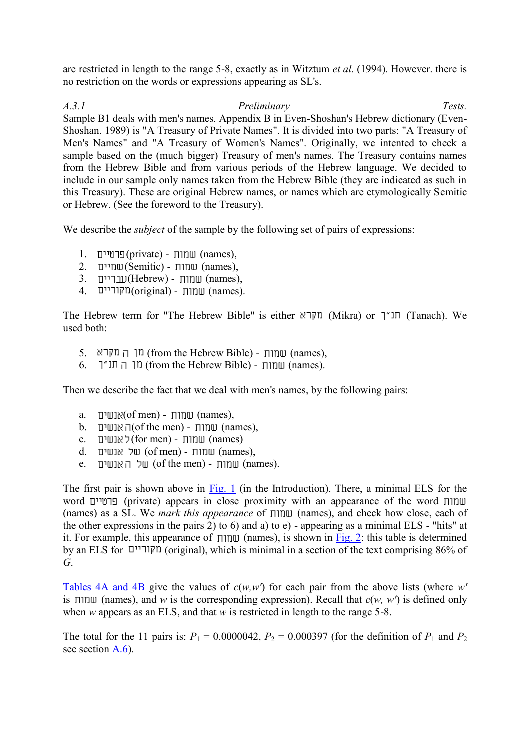are restricted in length to the range 5-8, exactly as in Witztum *et al*. (1994). However. there is no restriction on the words or expressions appearing as SL's.

*A.3.1 Preliminary Tests.*

Sample B1 deals with men's names. Appendix B in Even-Shoshan's Hebrew dictionary (Even-Shoshan. 1989) is "A Treasury of Private Names". It is divided into two parts: "A Treasury of Men's Names" and "A Treasury of Women's Names". Originally, we intented to check a sample based on the (much bigger) Treasury of men's names. The Treasury contains names from the Hebrew Bible and from various periods of the Hebrew language. We decided to include in our sample only names taken from the Hebrew Bible (they are indicated as such in this Treasury). These are original Hebrew names, or names which are etymologically Semitic or Hebrew. (See the foreword to the Treasury).

We describe the *subject* of the sample by the following set of pairs of expressions:

1. פרטיים (private) - שמות (names),
2. שמיים (Semitic) - שמות (names),
3. עבריים (Hebrew) - שמות (names),
4. מקוריים (original) - שמות (names).

The Hebrew term for "The Hebrew Bible" is either מקרא (Mikra) or תנ״ך (Tanach). We used both:

5. מן ה מקרא (from the Hebrew Bible) - שמות (names),
6. מן ה תנ״ך (from the Hebrew Bible) - שמות (names).

Then we describe the fact that we deal with men's names, by the following pairs:

a. אנשים (of men) - שמות (names),
b. האנשים (of the men) - שמות (names),
c. לאנשים (for men) - שמות (names)
d. של אנשים (of men) - שמות (names),
e. של ה אנשים (of the men) - שמות (names).

The first pair is shown above in Fig. 1 (in the Introduction). There, a minimal ELS for the word פרטיים (private) appears in close proximity with an appearance of the word שמות (names) as a SL. We *mark this appearance* of שמות (names), and check how close, each of the other expressions in the pairs 2) to 6) and a) to e) - appearing as a minimal ELS - "hits" at it. For example, this appearance of שמות (names), is shown in Fig. 2: this table is determined by an ELS for מקוריים (original), which is minimal in a section of the text comprising 86% of *G*.

Tables 4A and 4B give the values of $c(w,w')$ for each pair from the above lists (where $w'$ is שמות (names), and $w$ is the corresponding expression). Recall that $c(w, w')$ is defined only when $w$ appears as an ELS, and that $w$ is restricted in length to the range 5-8.

The total for the 11 pairs is: $P_1 = 0.0000042$, $P_2 = 0.000397$ (for the definition of $P_1$ and $P_2$ see section A.6).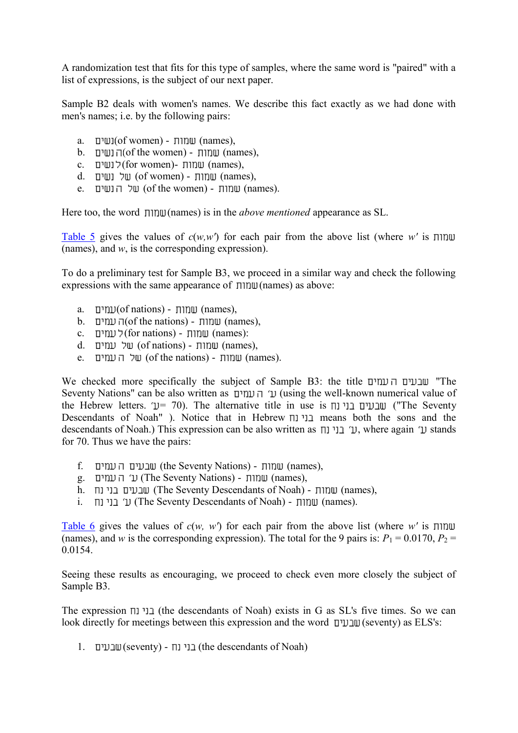A randomization test that fits for this type of samples, where the same word is "paired" with a list of expressions, is the subject of our next paper.

Sample B2 deals with women's names. We describe this fact exactly as we had done with men's names; i.e. by the following pairs:

a. נשים(of women) - שמות (names),
b. הנשים(of the women) - שמות (names),
c. לנשים(for women)- שמות (names),
d. של נשים (of women) - שמות (names),
e. של הנשים (of the women) - שמות (names).

Here too, the word שמות (names) is in the *above mentioned* appearance as SL.

Table 5 gives the values of $c(w,w')$ for each pair from the above list (where $w'$ is שמות (names), and $w$, is the corresponding expression).

To do a preliminary test for Sample B3, we proceed in a similar way and check the following expressions with the same appearance of שמות (names) as above:

a. עמים(of nations) - שמות (names),
b. העמים(of the nations) - שמות (names),
c. לעמים(for nations) - שמות (names):
d. של עמים (of nations) - שמות (names),
e. של העמים (of the nations) - שמות (names).

We checked more specifically the subject of Sample B3: the title שבעים העמים "The Seventy Nations" can be also written as ע׳ העמים (using the well-known numerical value of the Hebrew letters. ע׳= 70). The alternative title in use is שבעים בני נח ("The Seventy Descendants of Noah" ). Notice that in Hebrew בני נח means both the sons and the descendants of Noah.) This expression can be also written as ע׳ בני נח, where again ע׳ stands for 70. Thus we have the pairs:

f. שבעים העמים (the Seventy Nations) - שמות (names),
g. ע׳ העמים (The Seventy Nations) - שמות (names),
h. שבעים בני נח (The Seventy Descendants of Noah) - שמות (names),
i. ע׳ בני נח (The Seventy Descendants of Noah) - שמות (names).

Table 6 gives the values of $c(w, w')$ for each pair from the above list (where $w'$ is שמות (names), and $w$ is the corresponding expression). The total for the 9 pairs is: $P_1 = 0.0170$, $P_2 = 0.0154$.

Seeing these results as encouraging, we proceed to check even more closely the subject of Sample B3.

The expression בני נח (the descendants of Noah) exists in G as SL's five times. So we can look directly for meetings between this expression and the word שבעים (seventy) as ELS's:

1. שבעים (seventy) - בני נח (the descendants of Noah)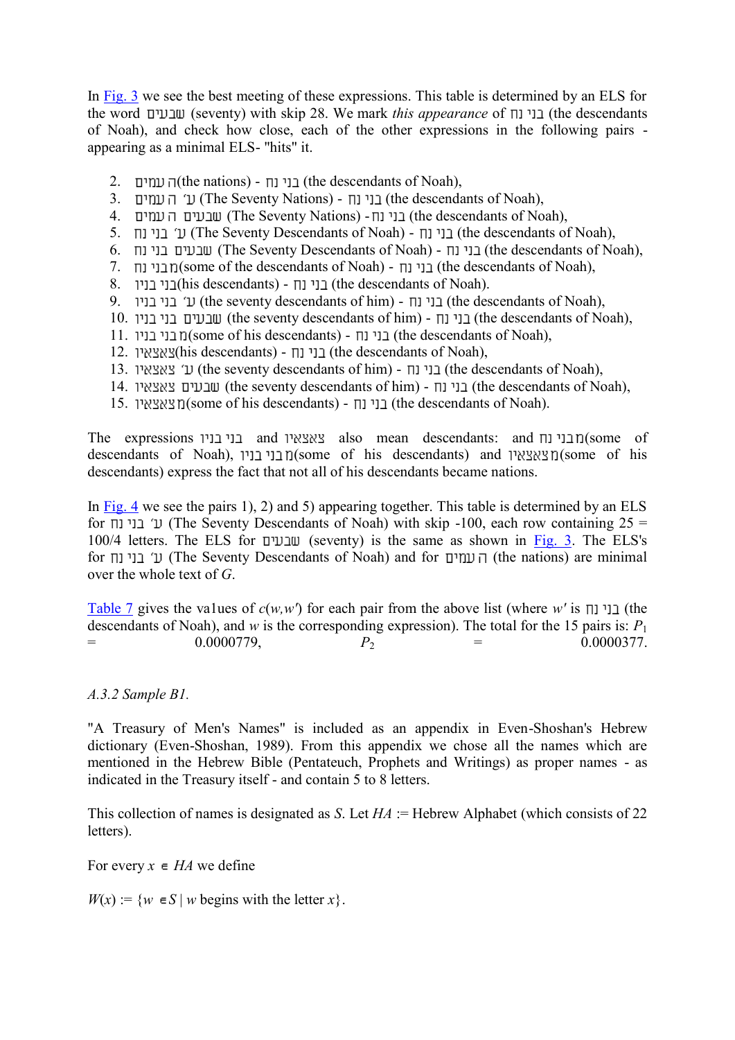In Fig. 3 we see the best meeting of these expressions. This table is determined by an ELS for the word שבעים (seventy) with skip 28. We mark *this appearance* of בני נח (the descendants of Noah), and check how close, each of the other expressions in the following pairs - appearing as a minimal ELS- "hits" it.

2. העמים (the nations) - בני נח (the descendants of Noah),
3. ע' העמים (The Seventy Nations) - בני נח (the descendants of Noah),
4. שבעים העמים (The Seventy Nations) - בני נח (the descendants of Noah),
5. ע' בני נח (The Seventy Descendants of Noah) - בני נח (the descendants of Noah),
6. שבעים בני נח (The Seventy Descendants of Noah) - בני נח (the descendants of Noah),
7. מבני נח (some of the descendants of Noah) - בני נח (the descendants of Noah),
8. בני בניו (his descendants) - בני נח (the descendants of Noah).
9. ע' בני בניו (the seventy descendants of him) - בני נח (the descendants of Noah),
10. שבעים בני בניו (the seventy descendants of him) - בני נח (the descendants of Noah),
11. מבני בניו (some of his descendants) - בני נח (the descendants of Noah),
12. צאצאיו (his descendants) - בני נח (the descendants of Noah),
13. ע' צאצאיו (the seventy descendants of him) - בני נח (the descendants of Noah),
14. שבעים צאצאיו (the seventy descendants of him) - בני נח (the descendants of Noah),
15. מצאצאיו (some of his descendants) - בני נח (the descendants of Noah).

The expressions בני בניו and צאצאיו also mean descendants: and מבני נח (some of descendants of Noah), מבני בניו (some of his descendants) and מצאצאיו (some of his descendants) express the fact that not all of his descendants became nations.

In Fig. 4 we see the pairs 1), 2) and 5) appearing together. This table is determined by an ELS for ע' בני נח (The Seventy Descendants of Noah) with skip -100, each row containing 25 = 100/4 letters. The ELS for שבעים (seventy) is the same as shown in Fig. 3. The ELS's for ע' בני נח (The Seventy Descendants of Noah) and for העמים (the nations) are minimal over the whole text of *G*.

Table 7 gives the va1ues of $c(w,w')$ for each pair from the above list (where $w'$ is בני נח (the descendants of Noah), and $w$ is the corresponding expression). The total for the 15 pairs is: $P_1 = 0.0000779$, $P_2 = 0.0000377$.

*A.3.2 Sample B1.*

"A Treasury of Men's Names" is included as an appendix in Even-Shoshan's Hebrew dictionary (Even-Shoshan, 1989). From this appendix we chose all the names which are mentioned in the Hebrew Bible (Pentateuch, Prophets and Writings) as proper names - as indicated in the Treasury itself - and contain 5 to 8 letters.

This collection of names is designated as *S*. Let *HA* := Hebrew Alphabet (which consists of 22 letters).

For every $x \in HA$ we define

$W(x) := \{w \in S \mid w \text{ begins with the letter } x\}$.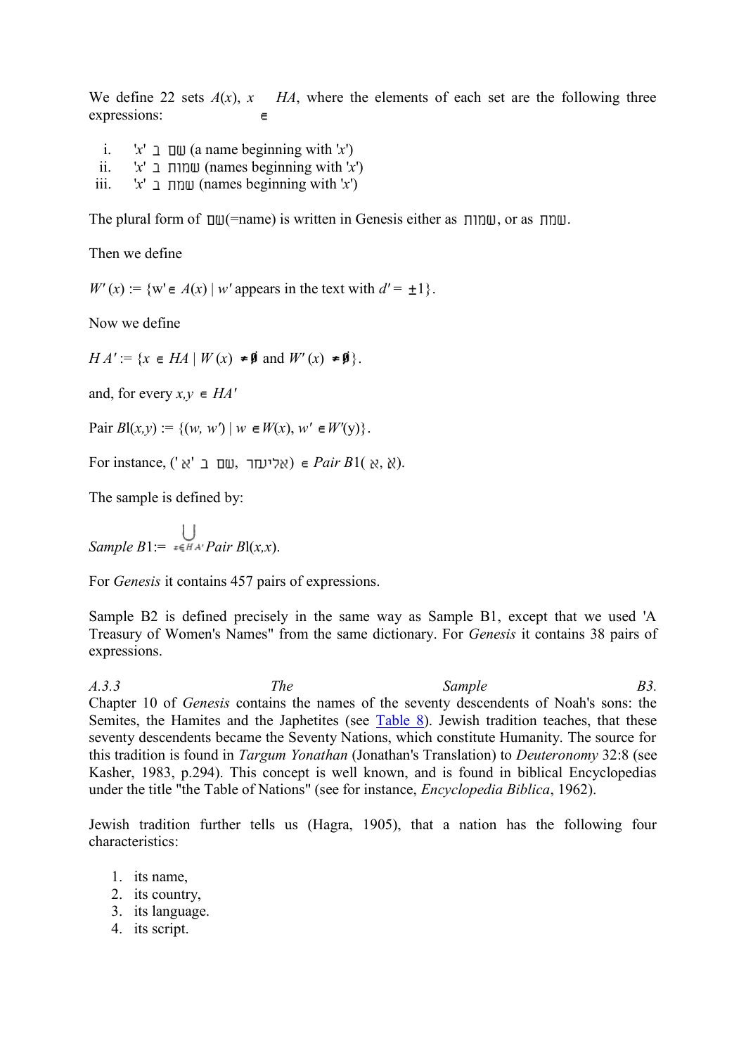We define 22 sets $A(x)$, $x \in HA$, where the elements of each set are the following three expressions:

i. '$x$' ב שם (a name beginning with '$x$')
ii. '$x$' ב שמות (names beginning with '$x$')
iii. '$x$' ב שמת (names beginning with '$x$')

The plural form of שם(=name) is written in Genesis either as שמות, or as שמת.

Then we define

$W'(x) := \{w' \in A(x) \mid w' \text{ appears in the text with } d' = \pm 1\}$.

Now we define

$HA' := \{x \in HA \mid W(x) \neq \emptyset \text{ and } W'(x) \neq \emptyset\}$.

and, for every $x,y \in HA'$

Pair $B$l$(x,y) := \{(w, w') \mid w \in W(x), w' \in W'(y)\}$.

For instance, ('א' ב שם, אליעזר) $\in$ *Pair B*1( א, א).

The sample is defined by:

$$Sample\ B1 := \bigcup_{x \in HA'} Pair\ Bl(x,x).$$

For *Genesis* it contains 457 pairs of expressions.

Sample B2 is defined precisely in the same way as Sample B1, except that we used 'A Treasury of Women's Names" from the same dictionary. For *Genesis* it contains 38 pairs of expressions.

*A.3.3 The Sample B3.*
Chapter 10 of *Genesis* contains the names of the seventy descendents of Noah's sons: the Semites, the Hamites and the Japhetites (see Table 8). Jewish tradition teaches, that these seventy descendents became the Seventy Nations, which constitute Humanity. The source for this tradition is found in *Targum Yonathan* (Jonathan's Translation) to *Deuteronomy* 32:8 (see Kasher, 1983, p.294). This concept is well known, and is found in biblical Encyclopedias under the title "the Table of Nations" (see for instance, *Encyclopedia Biblica*, 1962).

Jewish tradition further tells us (Hagra, 1905), that a nation has the following four characteristics:

1. its name,
2. its country,
3. its language.
4. its script.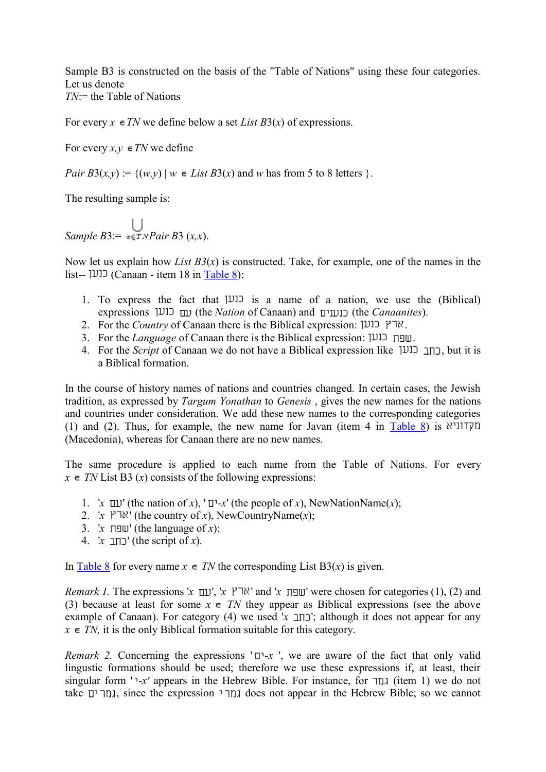Sample B3 is constructed on the basis of the "Table of Nations" using these four categories. Let us denote
*TN*:= the Table of Nations

For every $x \in TN$ we define below a set *List B*3($x$) of expressions.

For every $x,y \in TN$ we define

$Pair\ B3(x,y) := \{(w,y) \mid w \in List\ B3(x)$ and $w$ has from 5 to 8 letters $\}$.

The resulting sample is:

$$Sample\ B3 := \bigcup_{x \in TN} Pair\ B3\ (x,x).$$

Now let us explain how *List B3*($x$) is constructed. Take, for example, one of the names in the list-- כנען (Canaan - item 18 in Table 8):

1. To express the fact that כנען is a name of a nation, we use the (Biblical) expressions עם כנען (the *Nation* of Canaan) and כנענים (the *Canaanites*).
2. For the *Country* of Canaan there is the Biblical expression: ארץ כנען.
3. For the *Language* of Canaan there is the Biblical expression: שפת כנען.
4. For the *Script* of Canaan we do not have a Biblical expression like כתב כנען, but it is a Biblical formation.

In the course of history names of nations and countries changed. In certain cases, the Jewish tradition, as expressed by *Targum Yonathan* to *Genesis* , gives the new names for the nations and countries under consideration. We add these new names to the corresponding categories (1) and (2). Thus, for example, the new name for Javan (item 4 in Table 8) is מקדוניא (Macedonia), whereas for Canaan there are no new names.

The same procedure is applied to each name from the Table of Nations. For every $x \in TN$ List B3 ($x$) consists of the following expressions:

1. '$x$ עם' (the nation of $x$), '$x$-ים' (the people of $x$), NewNationName($x$);
2. '$x$ ארץ' (the country of $x$), NewCountryName($x$);
3. '$x$ שפת' (the language of $x$);
4. '$x$ כתב' (the script of $x$).

In Table 8 for every name $x \in TN$ the corresponding List B3($x$) is given.

*Remark 1.* The expressions '$x$ עם', '$x$ ארץ' and '$x$ שפת' were chosen for categories (1), (2) and (3) because at least for some $x \in TN$ they appear as Biblical expressions (see the above example of Canaan). For category (4) we used '$x$ כתב'; although it does not appear for any $x \in TN$, it is the only Biblical formation suitable for this category.

*Remark 2.* Concerning the expressions '$x$-ים ', we are aware of the fact that only valid lingustic formations should be used; therefore we use these expressions if, at least, their singular form '$x$-י' appears in the Hebrew Bible. For instance, for גמר (item 1) we do not take גמרים, since the expression גמרי does not appear in the Hebrew Bible; so we cannot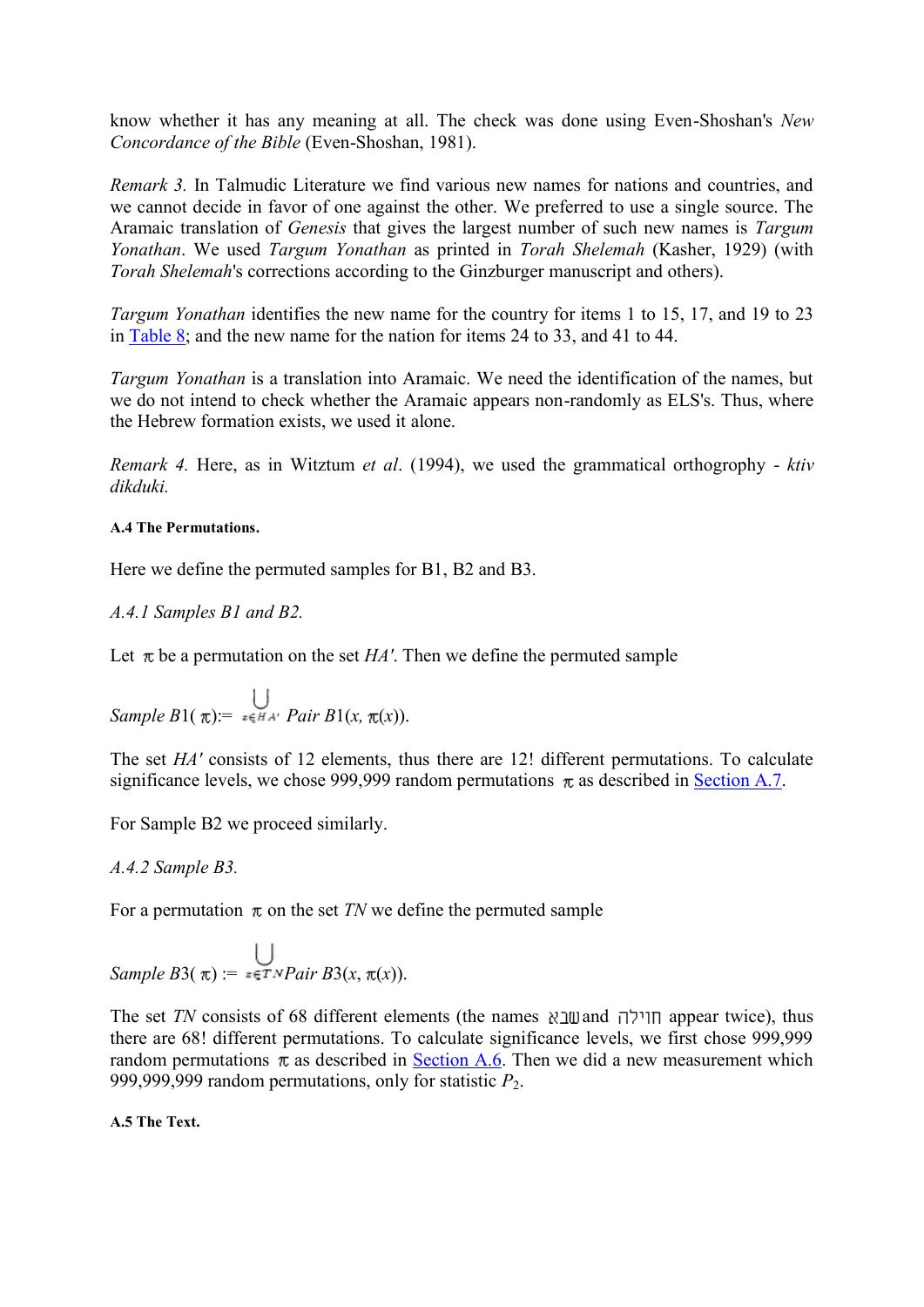know whether it has any meaning at all. The check was done using Even-Shoshan's *New Concordance of the Bible* (Even-Shoshan, 1981).

*Remark 3.* In Talmudic Literature we find various new names for nations and countries, and we cannot decide in favor of one against the other. We preferred to use a single source. The Aramaic translation of *Genesis* that gives the largest number of such new names is *Targum Yonathan*. We used *Targum Yonathan* as printed in *Torah Shelemah* (Kasher, 1929) (with *Torah Shelemah*'s corrections according to the Ginzburger manuscript and others).

*Targum Yonathan* identifies the new name for the country for items 1 to 15, 17, and 19 to 23 in Table 8; and the new name for the nation for items 24 to 33, and 41 to 44.

*Targum Yonathan* is a translation into Aramaic. We need the identification of the names, but we do not intend to check whether the Aramaic appears non-randomly as ELS's. Thus, where the Hebrew formation exists, we used it alone.

*Remark 4.* Here, as in Witztum *et al*. (1994), we used the grammatical orthography - *ktiv dikduki.*

#### A.4 The Permutations.

Here we define the permuted samples for B1, B2 and B3.

*A.4.1 Samples B1 and B2.*

Let $\pi$ be a permutation on the set *HA'*. Then we define the permuted sample

$$Sample\ B1(\pi) := \bigcup_{x \in HA'} Pair\ B1(x, \pi(x)).$$

The set *HA'* consists of 12 elements, thus there are 12! different permutations. To calculate significance levels, we chose 999,999 random permutations $\pi$ as described in Section A.7.

For Sample B2 we proceed similarly.

*A.4.2 Sample B3.*

For a permutation $\pi$ on the set *TN* we define the permuted sample

$$Sample\ B3(\pi) := \bigcup_{x \in TN} Pair\ B3(x, \pi(x)).$$

The set *TN* consists of 68 different elements (the names שבא and חוילה appear twice), thus there are 68! different permutations. To calculate significance levels, we first chose 999,999 random permutations $\pi$ as described in Section A.6. Then we did a new measurement which 999,999,999 random permutations, only for statistic $P_2$.

#### A.5 The Text.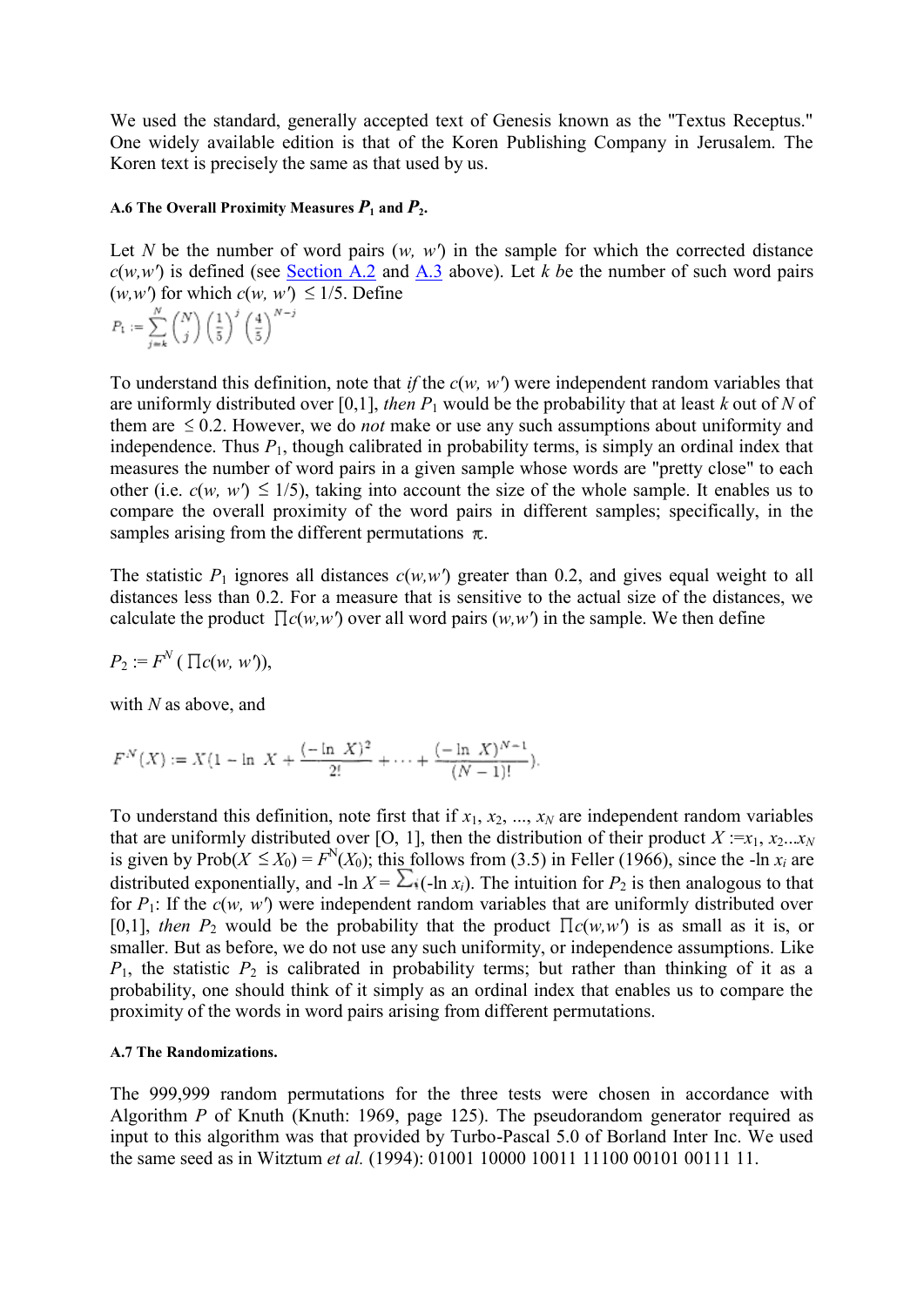We used the standard, generally accepted text of Genesis known as the "Textus Receptus." One widely available edition is that of the Koren Publishing Company in Jerusalem. The Koren text is precisely the same as that used by us.

#### A.6 The Overall Proximity Measures $P_1$ and $P_2$.

Let $N$ be the number of word pairs $(w, w')$ in the sample for which the corrected distance $c(w,w')$ is defined (see Section A.2 and A.3 above). Let $k$ be the number of such word pairs $(w,w')$ for which $c(w, w') \leq 1/5$. Define

$$P_1 := \sum_{j=k}^{N} \binom{N}{j} \left(\frac{1}{5}\right)^j \left(\frac{4}{5}\right)^{N-j}$$

To understand this definition, note that *if* the $c(w, w')$ were independent random variables that are uniformly distributed over [0,1], *then* $P_1$ would be the probability that at least $k$ out of $N$ of them are $\leq 0.2$. However, we do *not* make or use any such assumptions about uniformity and independence. Thus $P_1$, though calibrated in probability terms, is simply an ordinal index that measures the number of word pairs in a given sample whose words are "pretty close" to each other (i.e. $c(w, w') \leq 1/5$), taking into account the size of the whole sample. It enables us to compare the overall proximity of the word pairs in different samples; specifically, in the samples arising from the different permutations $\pi$.

The statistic $P_1$ ignores all distances $c(w,w')$ greater than 0.2, and gives equal weight to all distances less than 0.2. For a measure that is sensitive to the actual size of the distances, we calculate the product $\prod c(w,w')$ over all word pairs $(w,w')$ in the sample. We then define

$P_2 := F^N(\prod c(w, w'))$,

with $N$ as above, and

$$F^N(X) := X\left(1 - \ln X + \frac{(-\ln X)^2}{2!} + \cdots + \frac{(-\ln X)^{N-1}}{(N-1)!}\right).$$

To understand this definition, note first that if $x_1, x_2, ..., x_N$ are independent random variables that are uniformly distributed over [O, 1], then the distribution of their product $X := x_1, x_2 ... x_N$ is given by $\text{Prob}(X \leq X_0) = F^N(X_0)$; this follows from (3.5) in Feller (1966), since the $-\ln x_i$ are distributed exponentially, and $-\ln X = \sum_i(-\ln x_i)$. The intuition for $P_2$ is then analogous to that for $P_1$: If the $c(w, w')$ were independent random variables that are uniformly distributed over [0,1], *then* $P_2$ would be the probability that the product $\prod c(w,w')$ is as small as it is, or smaller. But as before, we do not use any such uniformity, or independence assumptions. Like $P_1$, the statistic $P_2$ is calibrated in probability terms; but rather than thinking of it as a probability, one should think of it simply as an ordinal index that enables us to compare the proximity of the words in word pairs arising from different permutations.

#### A.7 The Randomizations.

The 999,999 random permutations for the three tests were chosen in accordance with Algorithm $P$ of Knuth (Knuth: 1969, page 125). The pseudorandom generator required as input to this algorithm was that provided by Turbo-Pascal 5.0 of Borland Inter Inc. We used the same seed as in Witztum *et al.* (1994): 01001 10000 10011 11100 00101 00111 11.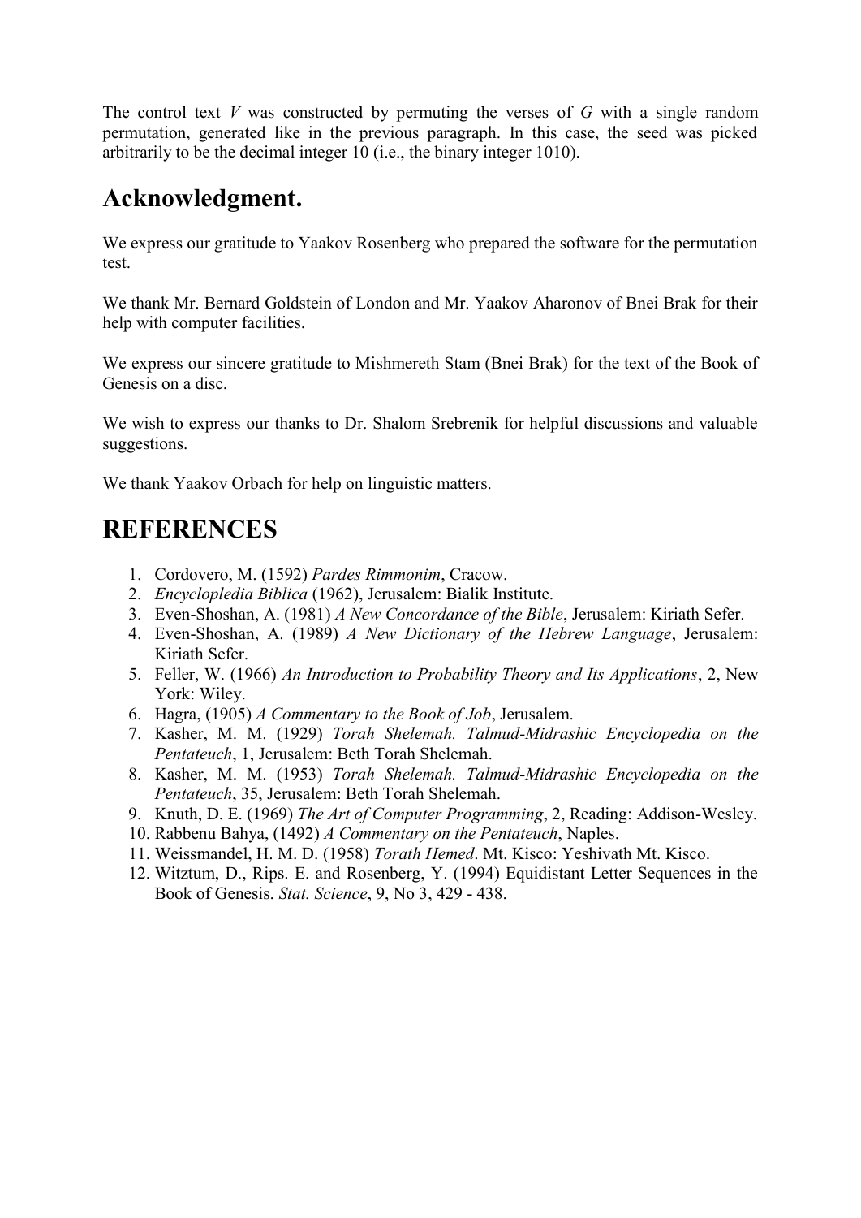The control text $V$ was constructed by permuting the verses of $G$ with a single random permutation, generated like in the previous paragraph. In this case, the seed was picked arbitrarily to be the decimal integer 10 (i.e., the binary integer 1010).

## Acknowledgment.

We express our gratitude to Yaakov Rosenberg who prepared the software for the permutation test.

We thank Mr. Bernard Goldstein of London and Mr. Yaakov Aharonov of Bnei Brak for their help with computer facilities.

We express our sincere gratitude to Mishmereth Stam (Bnei Brak) for the text of the Book of Genesis on a disc.

We wish to express our thanks to Dr. Shalom Srebrenik for helpful discussions and valuable suggestions.

We thank Yaakov Orbach for help on linguistic matters.

## REFERENCES

1. Cordovero, M. (1592) *Pardes Rimmonim*, Cracow.
2. *Encyclopledia Biblica* (1962), Jerusalem: Bialik Institute.
3. Even-Shoshan, A. (1981) *A New Concordance of the Bible*, Jerusalem: Kiriath Sefer.
4. Even-Shoshan, A. (1989) *A New Dictionary of the Hebrew Language*, Jerusalem: Kiriath Sefer.
5. Feller, W. (1966) *An Introduction to Probability Theory and Its Applications*, 2, New York: Wiley.
6. Hagra, (1905) *A Commentary to the Book of Job*, Jerusalem.
7. Kasher, M. M. (1929) *Torah Shelemah. Talmud-Midrashic Encyclopedia on the Pentateuch*, 1, Jerusalem: Beth Torah Shelemah.
8. Kasher, M. M. (1953) *Torah Shelemah. Talmud-Midrashic Encyclopedia on the Pentateuch*, 35, Jerusalem: Beth Torah Shelemah.
9. Knuth, D. E. (1969) *The Art of Computer Programming*, 2, Reading: Addison-Wesley.
10. Rabbenu Bahya, (1492) *A Commentary on the Pentateuch*, Naples.
11. Weissmandel, H. M. D. (1958) *Torath Hemed*. Mt. Kisco: Yeshivath Mt. Kisco.
12. Witztum, D., Rips. E. and Rosenberg, Y. (1994) Equidistant Letter Sequences in the Book of Genesis. *Stat. Science*, 9, No 3, 429 - 438.